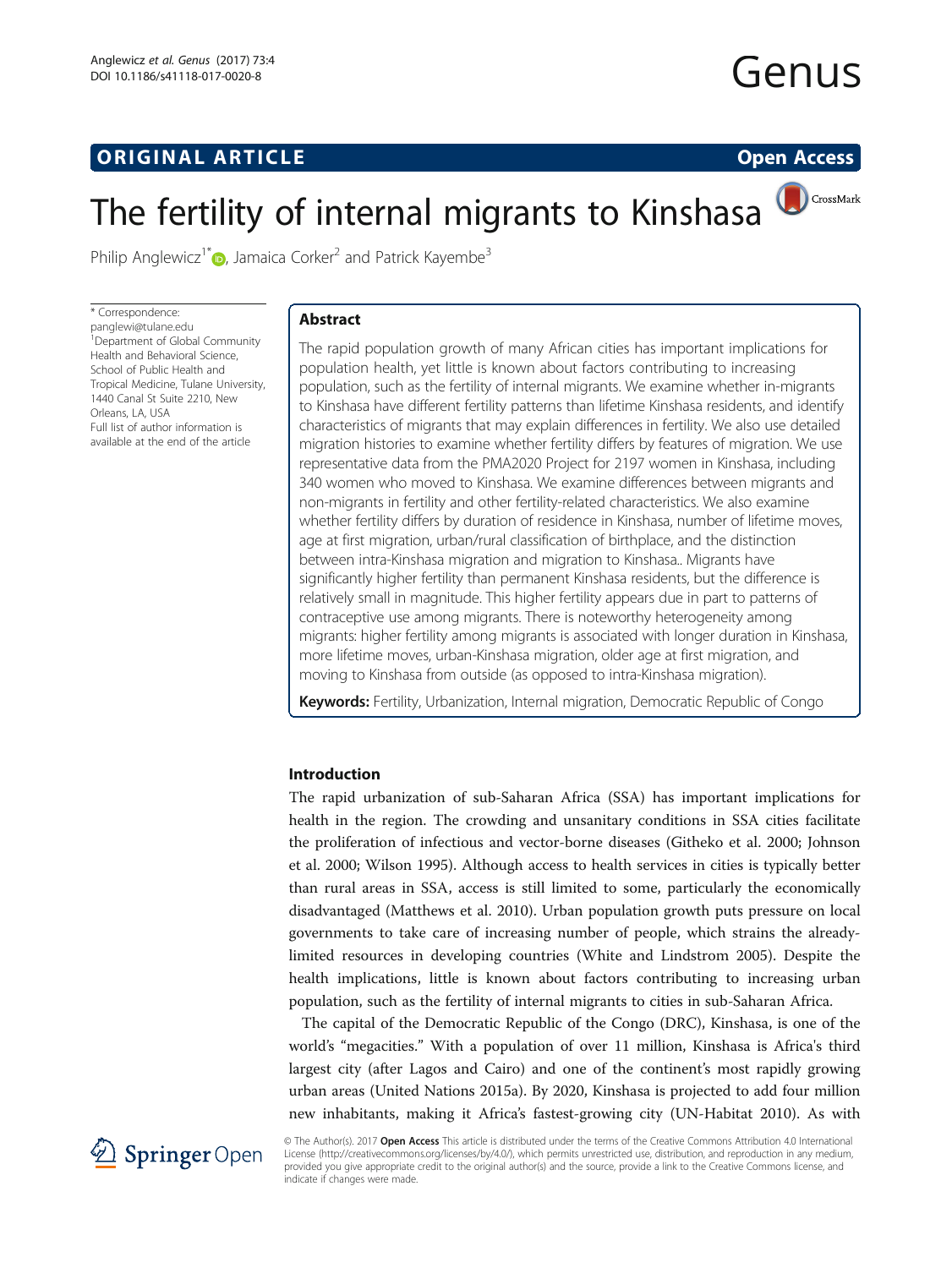ORIGINAL ARTICLE

Open Access

# The fertility of internal migrants to Kinshasa

Philip Anglewicz[1*], Jamaica Corker[2] and Patrick Kayembe[3]

\* Correspondence: panglewi@tulane.edu
[1]Department of Global Community Health and Behavioral Science, School of Public Health and Tropical Medicine, Tulane University, 1440 Canal St Suite 2210, New Orleans, LA, USA
Full list of author information is available at the end of the article

## Abstract

The rapid population growth of many African cities has important implications for population health, yet little is known about factors contributing to increasing population, such as the fertility of internal migrants. We examine whether in-migrants to Kinshasa have different fertility patterns than lifetime Kinshasa residents, and identify characteristics of migrants that may explain differences in fertility. We also use detailed migration histories to examine whether fertility differs by features of migration. We use representative data from the PMA2020 Project for 2197 women in Kinshasa, including 340 women who moved to Kinshasa. We examine differences between migrants and non-migrants in fertility and other fertility-related characteristics. We also examine whether fertility differs by duration of residence in Kinshasa, number of lifetime moves, age at first migration, urban/rural classification of birthplace, and the distinction between intra-Kinshasa migration and migration to Kinshasa.. Migrants have significantly higher fertility than permanent Kinshasa residents, but the difference is relatively small in magnitude. This higher fertility appears due in part to patterns of contraceptive use among migrants. There is noteworthy heterogeneity among migrants: higher fertility among migrants is associated with longer duration in Kinshasa, more lifetime moves, urban-Kinshasa migration, older age at first migration, and moving to Kinshasa from outside (as opposed to intra-Kinshasa migration).

**Keywords:** Fertility, Urbanization, Internal migration, Democratic Republic of Congo

## Introduction

The rapid urbanization of sub-Saharan Africa (SSA) has important implications for health in the region. The crowding and unsanitary conditions in SSA cities facilitate the proliferation of infectious and vector-borne diseases (Githeko et al. 2000; Johnson et al. 2000; Wilson 1995). Although access to health services in cities is typically better than rural areas in SSA, access is still limited to some, particularly the economically disadvantaged (Matthews et al. 2010). Urban population growth puts pressure on local governments to take care of increasing number of people, which strains the already-limited resources in developing countries (White and Lindstrom 2005). Despite the health implications, little is known about factors contributing to increasing urban population, such as the fertility of internal migrants to cities in sub-Saharan Africa.

The capital of the Democratic Republic of the Congo (DRC), Kinshasa, is one of the world's "megacities." With a population of over 11 million, Kinshasa is Africa's third largest city (after Lagos and Cairo) and one of the continent's most rapidly growing urban areas (United Nations 2015a). By 2020, Kinshasa is projected to add four million new inhabitants, making it Africa's fastest-growing city (UN-Habitat 2010). As with

© The Author(s). 2017 **Open Access** This article is distributed under the terms of the Creative Commons Attribution 4.0 International License (http://creativecommons.org/licenses/by/4.0/), which permits unrestricted use, distribution, and reproduction in any medium, provided you give appropriate credit to the original author(s) and the source, provide a link to the Creative Commons license, and indicate if changes were made.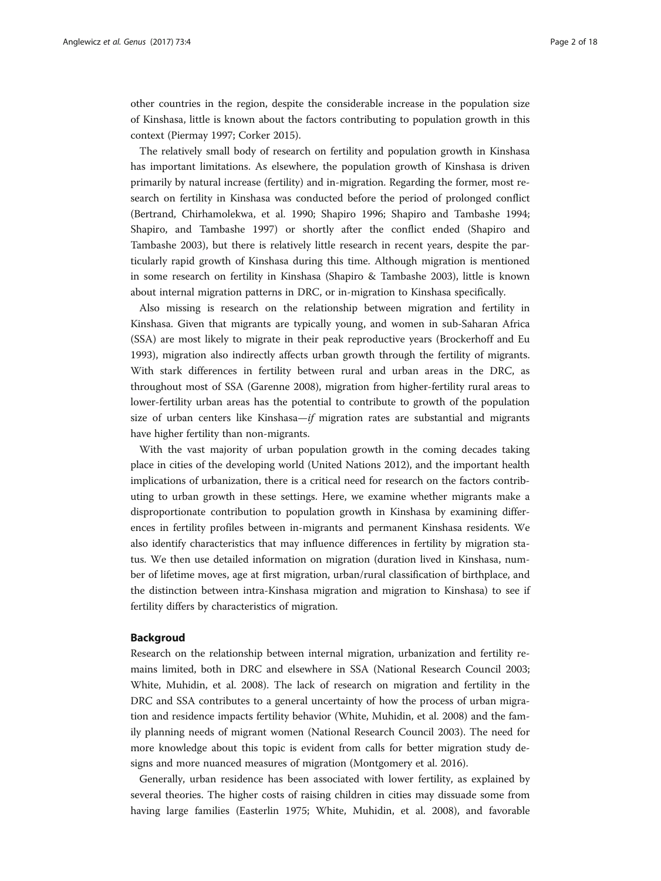other countries in the region, despite the considerable increase in the population size of Kinshasa, little is known about the factors contributing to population growth in this context (Piermay 1997; Corker 2015).

The relatively small body of research on fertility and population growth in Kinshasa has important limitations. As elsewhere, the population growth of Kinshasa is driven primarily by natural increase (fertility) and in-migration. Regarding the former, most research on fertility in Kinshasa was conducted before the period of prolonged conflict (Bertrand, Chirhamolekwa, et al. 1990; Shapiro 1996; Shapiro and Tambashe 1994; Shapiro, and Tambashe 1997) or shortly after the conflict ended (Shapiro and Tambashe 2003), but there is relatively little research in recent years, despite the particularly rapid growth of Kinshasa during this time. Although migration is mentioned in some research on fertility in Kinshasa (Shapiro & Tambashe 2003), little is known about internal migration patterns in DRC, or in-migration to Kinshasa specifically.

Also missing is research on the relationship between migration and fertility in Kinshasa. Given that migrants are typically young, and women in sub-Saharan Africa (SSA) are most likely to migrate in their peak reproductive years (Brockerhoff and Eu 1993), migration also indirectly affects urban growth through the fertility of migrants. With stark differences in fertility between rural and urban areas in the DRC, as throughout most of SSA (Garenne 2008), migration from higher-fertility rural areas to lower-fertility urban areas has the potential to contribute to growth of the population size of urban centers like Kinshasa—*if* migration rates are substantial and migrants have higher fertility than non-migrants.

With the vast majority of urban population growth in the coming decades taking place in cities of the developing world (United Nations 2012), and the important health implications of urbanization, there is a critical need for research on the factors contributing to urban growth in these settings. Here, we examine whether migrants make a disproportionate contribution to population growth in Kinshasa by examining differences in fertility profiles between in-migrants and permanent Kinshasa residents. We also identify characteristics that may influence differences in fertility by migration status. We then use detailed information on migration (duration lived in Kinshasa, number of lifetime moves, age at first migration, urban/rural classification of birthplace, and the distinction between intra-Kinshasa migration and migration to Kinshasa) to see if fertility differs by characteristics of migration.

## Backgroud

Research on the relationship between internal migration, urbanization and fertility remains limited, both in DRC and elsewhere in SSA (National Research Council 2003; White, Muhidin, et al. 2008). The lack of research on migration and fertility in the DRC and SSA contributes to a general uncertainty of how the process of urban migration and residence impacts fertility behavior (White, Muhidin, et al. 2008) and the family planning needs of migrant women (National Research Council 2003). The need for more knowledge about this topic is evident from calls for better migration study designs and more nuanced measures of migration (Montgomery et al. 2016).

Generally, urban residence has been associated with lower fertility, as explained by several theories. The higher costs of raising children in cities may dissuade some from having large families (Easterlin 1975; White, Muhidin, et al. 2008), and favorable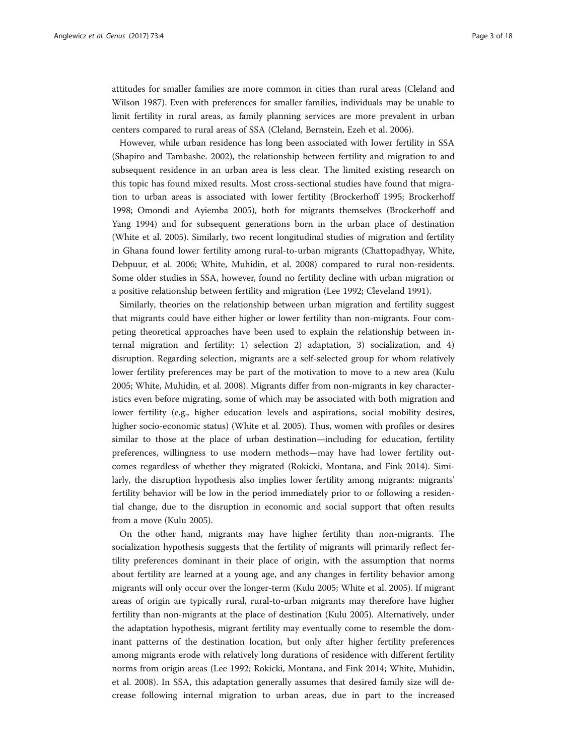attitudes for smaller families are more common in cities than rural areas (Cleland and Wilson 1987). Even with preferences for smaller families, individuals may be unable to limit fertility in rural areas, as family planning services are more prevalent in urban centers compared to rural areas of SSA (Cleland, Bernstein, Ezeh et al. 2006).

However, while urban residence has long been associated with lower fertility in SSA (Shapiro and Tambashe. 2002), the relationship between fertility and migration to and subsequent residence in an urban area is less clear. The limited existing research on this topic has found mixed results. Most cross-sectional studies have found that migration to urban areas is associated with lower fertility (Brockerhoff 1995; Brockerhoff 1998; Omondi and Ayiemba 2005), both for migrants themselves (Brockerhoff and Yang 1994) and for subsequent generations born in the urban place of destination (White et al. 2005). Similarly, two recent longitudinal studies of migration and fertility in Ghana found lower fertility among rural-to-urban migrants (Chattopadhyay, White, Debpuur, et al. 2006; White, Muhidin, et al. 2008) compared to rural non-residents. Some older studies in SSA, however, found no fertility decline with urban migration or a positive relationship between fertility and migration (Lee 1992; Cleveland 1991).

Similarly, theories on the relationship between urban migration and fertility suggest that migrants could have either higher or lower fertility than non-migrants. Four competing theoretical approaches have been used to explain the relationship between internal migration and fertility: 1) selection 2) adaptation, 3) socialization, and 4) disruption. Regarding selection, migrants are a self-selected group for whom relatively lower fertility preferences may be part of the motivation to move to a new area (Kulu 2005; White, Muhidin, et al. 2008). Migrants differ from non-migrants in key characteristics even before migrating, some of which may be associated with both migration and lower fertility (e.g., higher education levels and aspirations, social mobility desires, higher socio-economic status) (White et al. 2005). Thus, women with profiles or desires similar to those at the place of urban destination—including for education, fertility preferences, willingness to use modern methods—may have had lower fertility outcomes regardless of whether they migrated (Rokicki, Montana, and Fink 2014). Similarly, the disruption hypothesis also implies lower fertility among migrants: migrants' fertility behavior will be low in the period immediately prior to or following a residential change, due to the disruption in economic and social support that often results from a move (Kulu 2005).

On the other hand, migrants may have higher fertility than non-migrants. The socialization hypothesis suggests that the fertility of migrants will primarily reflect fertility preferences dominant in their place of origin, with the assumption that norms about fertility are learned at a young age, and any changes in fertility behavior among migrants will only occur over the longer-term (Kulu 2005; White et al. 2005). If migrant areas of origin are typically rural, rural-to-urban migrants may therefore have higher fertility than non-migrants at the place of destination (Kulu 2005). Alternatively, under the adaptation hypothesis, migrant fertility may eventually come to resemble the dominant patterns of the destination location, but only after higher fertility preferences among migrants erode with relatively long durations of residence with different fertility norms from origin areas (Lee 1992; Rokicki, Montana, and Fink 2014; White, Muhidin, et al. 2008). In SSA, this adaptation generally assumes that desired family size will decrease following internal migration to urban areas, due in part to the increased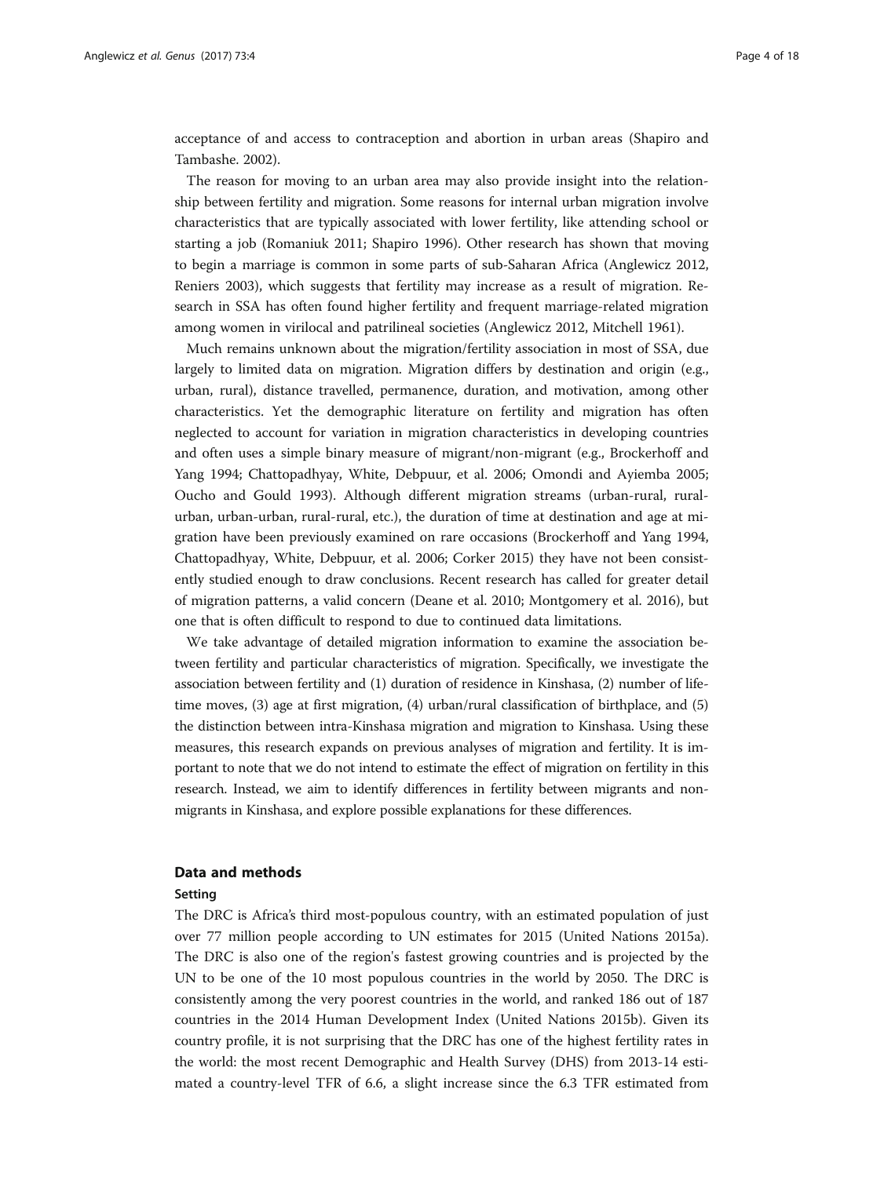acceptance of and access to contraception and abortion in urban areas (Shapiro and Tambashe. 2002).

The reason for moving to an urban area may also provide insight into the relationship between fertility and migration. Some reasons for internal urban migration involve characteristics that are typically associated with lower fertility, like attending school or starting a job (Romaniuk 2011; Shapiro 1996). Other research has shown that moving to begin a marriage is common in some parts of sub-Saharan Africa (Anglewicz 2012, Reniers 2003), which suggests that fertility may increase as a result of migration. Research in SSA has often found higher fertility and frequent marriage-related migration among women in virilocal and patrilineal societies (Anglewicz 2012, Mitchell 1961).

Much remains unknown about the migration/fertility association in most of SSA, due largely to limited data on migration. Migration differs by destination and origin (e.g., urban, rural), distance travelled, permanence, duration, and motivation, among other characteristics. Yet the demographic literature on fertility and migration has often neglected to account for variation in migration characteristics in developing countries and often uses a simple binary measure of migrant/non-migrant (e.g., Brockerhoff and Yang 1994; Chattopadhyay, White, Debpuur, et al. 2006; Omondi and Ayiemba 2005; Oucho and Gould 1993). Although different migration streams (urban-rural, rural-urban, urban-urban, rural-rural, etc.), the duration of time at destination and age at migration have been previously examined on rare occasions (Brockerhoff and Yang 1994, Chattopadhyay, White, Debpuur, et al. 2006; Corker 2015) they have not been consistently studied enough to draw conclusions. Recent research has called for greater detail of migration patterns, a valid concern (Deane et al. 2010; Montgomery et al. 2016), but one that is often difficult to respond to due to continued data limitations.

We take advantage of detailed migration information to examine the association between fertility and particular characteristics of migration. Specifically, we investigate the association between fertility and (1) duration of residence in Kinshasa, (2) number of lifetime moves, (3) age at first migration, (4) urban/rural classification of birthplace, and (5) the distinction between intra-Kinshasa migration and migration to Kinshasa. Using these measures, this research expands on previous analyses of migration and fertility. It is important to note that we do not intend to estimate the effect of migration on fertility in this research. Instead, we aim to identify differences in fertility between migrants and non-migrants in Kinshasa, and explore possible explanations for these differences.

## Data and methods

### Setting

The DRC is Africa's third most-populous country, with an estimated population of just over 77 million people according to UN estimates for 2015 (United Nations 2015a). The DRC is also one of the region's fastest growing countries and is projected by the UN to be one of the 10 most populous countries in the world by 2050. The DRC is consistently among the very poorest countries in the world, and ranked 186 out of 187 countries in the 2014 Human Development Index (United Nations 2015b). Given its country profile, it is not surprising that the DRC has one of the highest fertility rates in the world: the most recent Demographic and Health Survey (DHS) from 2013-14 estimated a country-level TFR of 6.6, a slight increase since the 6.3 TFR estimated from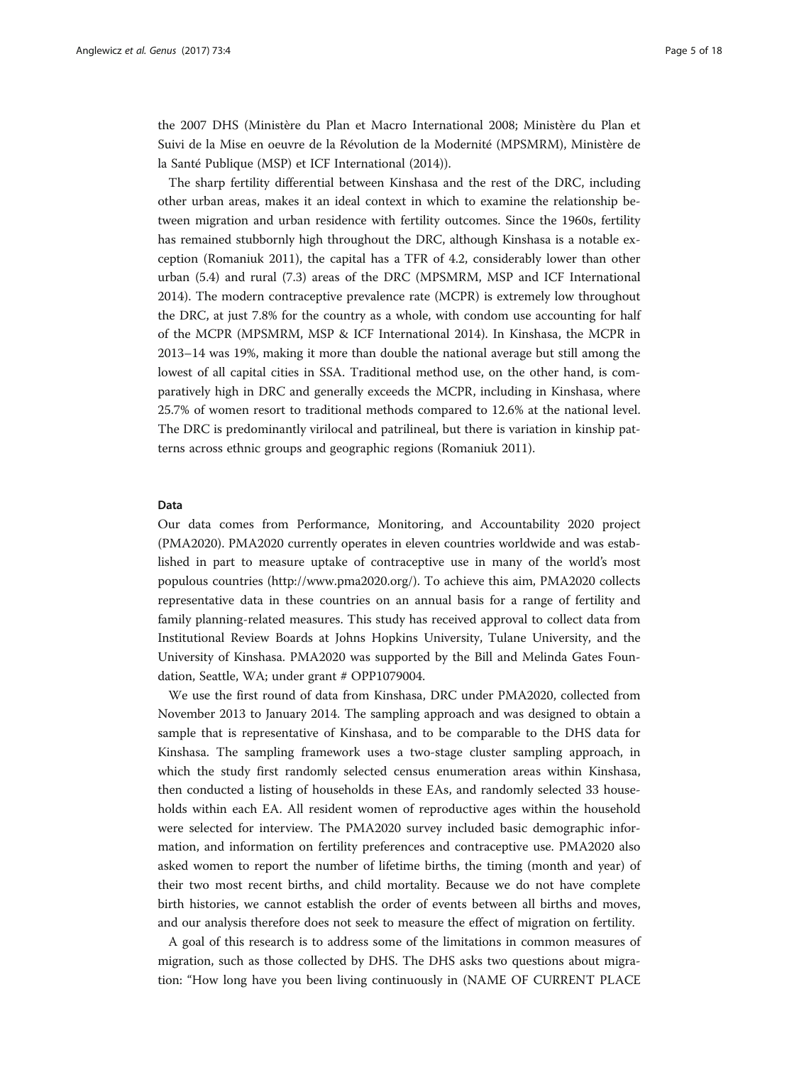the 2007 DHS (Ministère du Plan et Macro International 2008; Ministère du Plan et Suivi de la Mise en oeuvre de la Révolution de la Modernité (MPSMRM), Ministère de la Santé Publique (MSP) et ICF International (2014)).

The sharp fertility differential between Kinshasa and the rest of the DRC, including other urban areas, makes it an ideal context in which to examine the relationship between migration and urban residence with fertility outcomes. Since the 1960s, fertility has remained stubbornly high throughout the DRC, although Kinshasa is a notable exception (Romaniuk 2011), the capital has a TFR of 4.2, considerably lower than other urban (5.4) and rural (7.3) areas of the DRC (MPSMRM, MSP and ICF International 2014). The modern contraceptive prevalence rate (MCPR) is extremely low throughout the DRC, at just 7.8% for the country as a whole, with condom use accounting for half of the MCPR (MPSMRM, MSP & ICF International 2014). In Kinshasa, the MCPR in 2013–14 was 19%, making it more than double the national average but still among the lowest of all capital cities in SSA. Traditional method use, on the other hand, is comparatively high in DRC and generally exceeds the MCPR, including in Kinshasa, where 25.7% of women resort to traditional methods compared to 12.6% at the national level. The DRC is predominantly virilocal and patrilineal, but there is variation in kinship patterns across ethnic groups and geographic regions (Romaniuk 2011).

## Data

Our data comes from Performance, Monitoring, and Accountability 2020 project (PMA2020). PMA2020 currently operates in eleven countries worldwide and was established in part to measure uptake of contraceptive use in many of the world's most populous countries (http://www.pma2020.org/). To achieve this aim, PMA2020 collects representative data in these countries on an annual basis for a range of fertility and family planning-related measures. This study has received approval to collect data from Institutional Review Boards at Johns Hopkins University, Tulane University, and the University of Kinshasa. PMA2020 was supported by the Bill and Melinda Gates Foundation, Seattle, WA; under grant # OPP1079004.

We use the first round of data from Kinshasa, DRC under PMA2020, collected from November 2013 to January 2014. The sampling approach and was designed to obtain a sample that is representative of Kinshasa, and to be comparable to the DHS data for Kinshasa. The sampling framework uses a two-stage cluster sampling approach, in which the study first randomly selected census enumeration areas within Kinshasa, then conducted a listing of households in these EAs, and randomly selected 33 households within each EA. All resident women of reproductive ages within the household were selected for interview. The PMA2020 survey included basic demographic information, and information on fertility preferences and contraceptive use. PMA2020 also asked women to report the number of lifetime births, the timing (month and year) of their two most recent births, and child mortality. Because we do not have complete birth histories, we cannot establish the order of events between all births and moves, and our analysis therefore does not seek to measure the effect of migration on fertility.

A goal of this research is to address some of the limitations in common measures of migration, such as those collected by DHS. The DHS asks two questions about migration: "How long have you been living continuously in (NAME OF CURRENT PLACE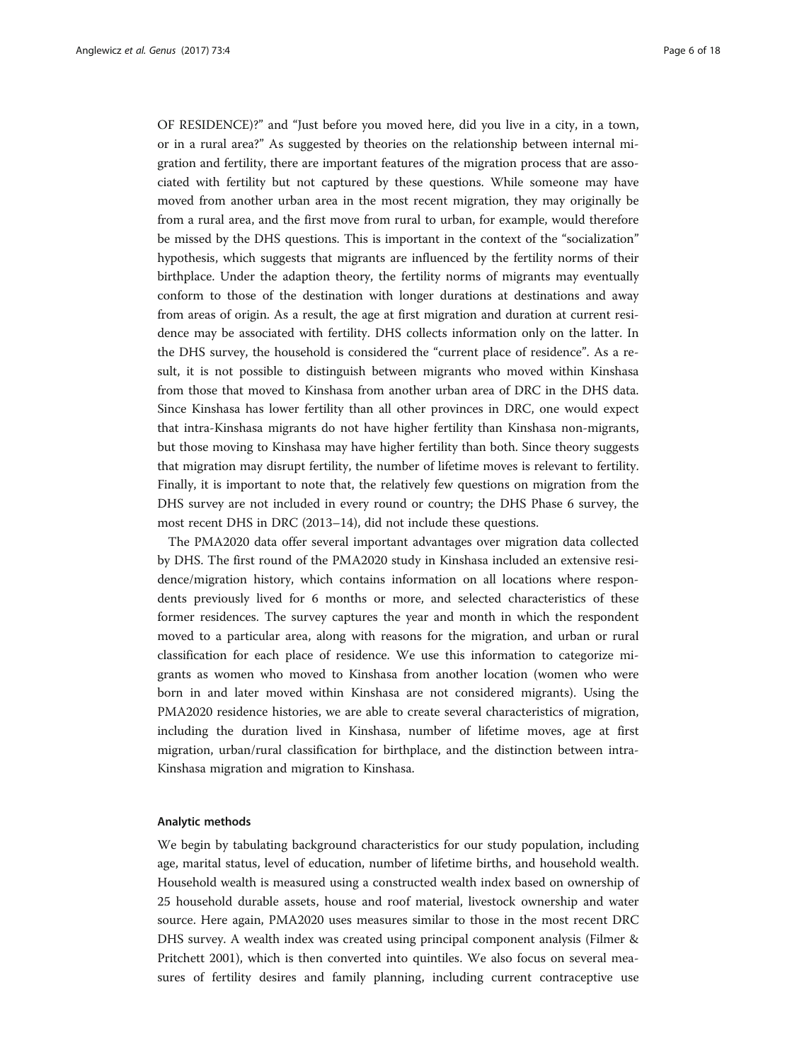OF RESIDENCE)?" and "Just before you moved here, did you live in a city, in a town, or in a rural area?" As suggested by theories on the relationship between internal migration and fertility, there are important features of the migration process that are associated with fertility but not captured by these questions. While someone may have moved from another urban area in the most recent migration, they may originally be from a rural area, and the first move from rural to urban, for example, would therefore be missed by the DHS questions. This is important in the context of the "socialization" hypothesis, which suggests that migrants are influenced by the fertility norms of their birthplace. Under the adaption theory, the fertility norms of migrants may eventually conform to those of the destination with longer durations at destinations and away from areas of origin. As a result, the age at first migration and duration at current residence may be associated with fertility. DHS collects information only on the latter. In the DHS survey, the household is considered the "current place of residence". As a result, it is not possible to distinguish between migrants who moved within Kinshasa from those that moved to Kinshasa from another urban area of DRC in the DHS data. Since Kinshasa has lower fertility than all other provinces in DRC, one would expect that intra-Kinshasa migrants do not have higher fertility than Kinshasa non-migrants, but those moving to Kinshasa may have higher fertility than both. Since theory suggests that migration may disrupt fertility, the number of lifetime moves is relevant to fertility. Finally, it is important to note that, the relatively few questions on migration from the DHS survey are not included in every round or country; the DHS Phase 6 survey, the most recent DHS in DRC (2013–14), did not include these questions.

The PMA2020 data offer several important advantages over migration data collected by DHS. The first round of the PMA2020 study in Kinshasa included an extensive residence/migration history, which contains information on all locations where respondents previously lived for 6 months or more, and selected characteristics of these former residences. The survey captures the year and month in which the respondent moved to a particular area, along with reasons for the migration, and urban or rural classification for each place of residence. We use this information to categorize migrants as women who moved to Kinshasa from another location (women who were born in and later moved within Kinshasa are not considered migrants). Using the PMA2020 residence histories, we are able to create several characteristics of migration, including the duration lived in Kinshasa, number of lifetime moves, age at first migration, urban/rural classification for birthplace, and the distinction between intra-Kinshasa migration and migration to Kinshasa.

#### Analytic methods

We begin by tabulating background characteristics for our study population, including age, marital status, level of education, number of lifetime births, and household wealth. Household wealth is measured using a constructed wealth index based on ownership of 25 household durable assets, house and roof material, livestock ownership and water source. Here again, PMA2020 uses measures similar to those in the most recent DRC DHS survey. A wealth index was created using principal component analysis (Filmer & Pritchett 2001), which is then converted into quintiles. We also focus on several measures of fertility desires and family planning, including current contraceptive use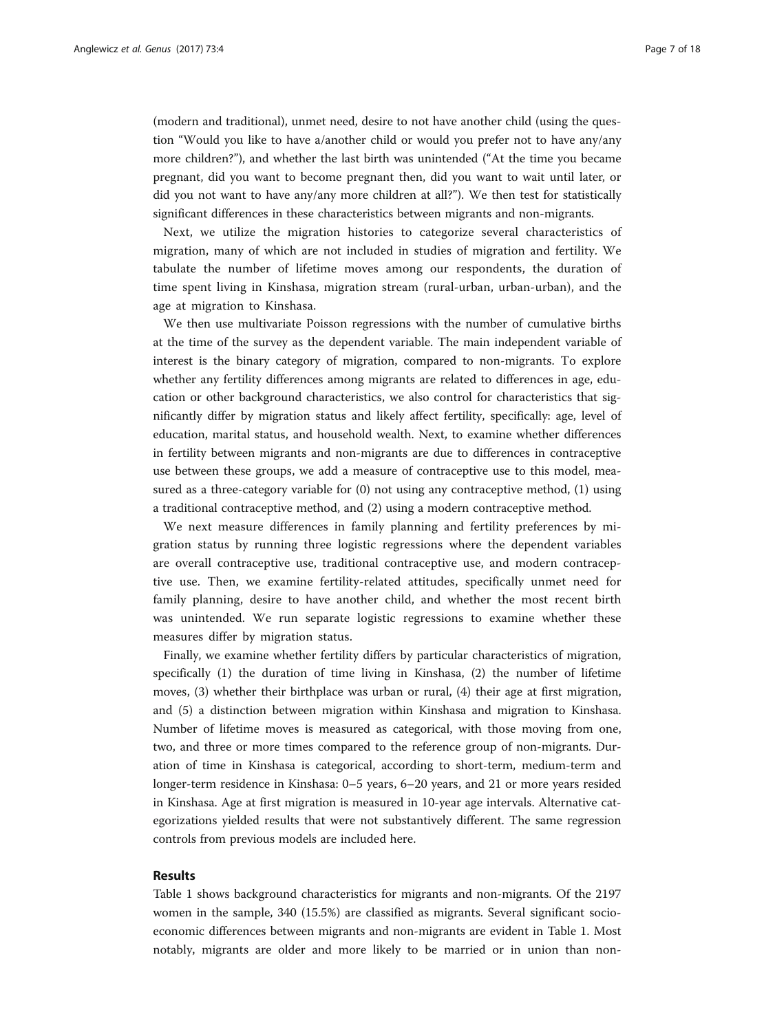(modern and traditional), unmet need, desire to not have another child (using the question "Would you like to have a/another child or would you prefer not to have any/any more children?"), and whether the last birth was unintended ("At the time you became pregnant, did you want to become pregnant then, did you want to wait until later, or did you not want to have any/any more children at all?"). We then test for statistically significant differences in these characteristics between migrants and non-migrants.

Next, we utilize the migration histories to categorize several characteristics of migration, many of which are not included in studies of migration and fertility. We tabulate the number of lifetime moves among our respondents, the duration of time spent living in Kinshasa, migration stream (rural-urban, urban-urban), and the age at migration to Kinshasa.

We then use multivariate Poisson regressions with the number of cumulative births at the time of the survey as the dependent variable. The main independent variable of interest is the binary category of migration, compared to non-migrants. To explore whether any fertility differences among migrants are related to differences in age, education or other background characteristics, we also control for characteristics that significantly differ by migration status and likely affect fertility, specifically: age, level of education, marital status, and household wealth. Next, to examine whether differences in fertility between migrants and non-migrants are due to differences in contraceptive use between these groups, we add a measure of contraceptive use to this model, measured as a three-category variable for (0) not using any contraceptive method, (1) using a traditional contraceptive method, and (2) using a modern contraceptive method.

We next measure differences in family planning and fertility preferences by migration status by running three logistic regressions where the dependent variables are overall contraceptive use, traditional contraceptive use, and modern contraceptive use. Then, we examine fertility-related attitudes, specifically unmet need for family planning, desire to have another child, and whether the most recent birth was unintended. We run separate logistic regressions to examine whether these measures differ by migration status.

Finally, we examine whether fertility differs by particular characteristics of migration, specifically (1) the duration of time living in Kinshasa, (2) the number of lifetime moves, (3) whether their birthplace was urban or rural, (4) their age at first migration, and (5) a distinction between migration within Kinshasa and migration to Kinshasa. Number of lifetime moves is measured as categorical, with those moving from one, two, and three or more times compared to the reference group of non-migrants. Duration of time in Kinshasa is categorical, according to short-term, medium-term and longer-term residence in Kinshasa: 0–5 years, 6–20 years, and 21 or more years resided in Kinshasa. Age at first migration is measured in 10-year age intervals. Alternative categorizations yielded results that were not substantively different. The same regression controls from previous models are included here.

## Results

Table 1 shows background characteristics for migrants and non-migrants. Of the 2197 women in the sample, 340 (15.5%) are classified as migrants. Several significant socioeconomic differences between migrants and non-migrants are evident in Table 1. Most notably, migrants are older and more likely to be married or in union than non-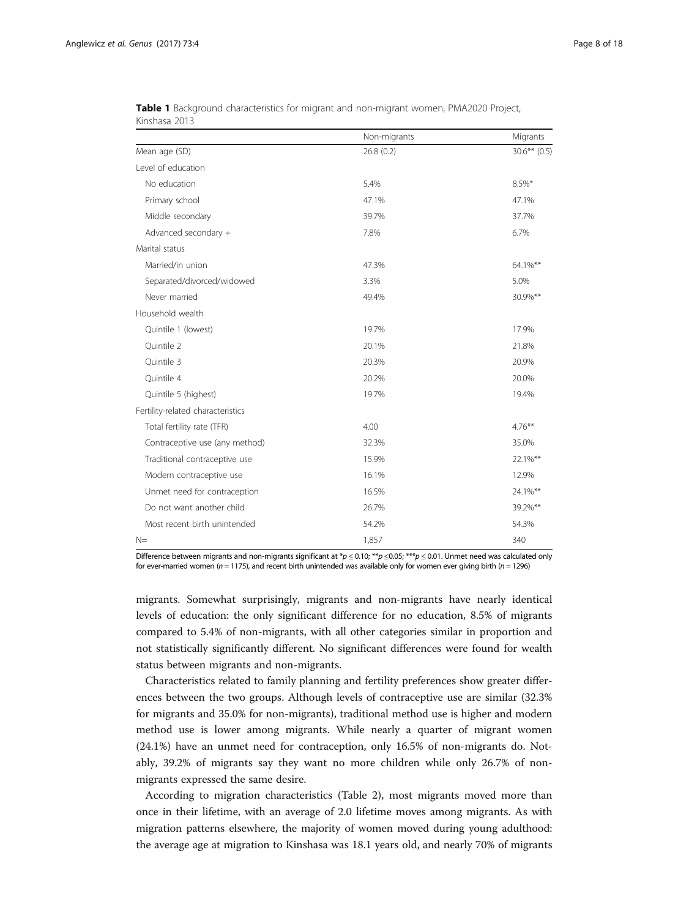**Table 1** Background characteristics for migrant and non-migrant women, PMA2020 Project, Kinshasa 2013

| | Non-migrants | Migrants |
|---|---|---|
| Mean age (SD) | 26.8 (0.2) | 30.6** (0.5) |
| Level of education | | |
| No education | 5.4% | 8.5%* |
| Primary school | 47.1% | 47.1% |
| Middle secondary | 39.7% | 37.7% |
| Advanced secondary + | 7.8% | 6.7% |
| Marital status | | |
| Married/in union | 47.3% | 64.1%** |
| Separated/divorced/widowed | 3.3% | 5.0% |
| Never married | 49.4% | 30.9%** |
| Household wealth | | |
| Quintile 1 (lowest) | 19.7% | 17.9% |
| Quintile 2 | 20.1% | 21.8% |
| Quintile 3 | 20.3% | 20.9% |
| Quintile 4 | 20.2% | 20.0% |
| Quintile 5 (highest) | 19.7% | 19.4% |
| Fertility-related characteristics | | |
| Total fertility rate (TFR) | 4.00 | 4.76** |
| Contraceptive use (any method) | 32.3% | 35.0% |
| Traditional contraceptive use | 15.9% | 22.1%** |
| Modern contraceptive use | 16.1% | 12.9% |
| Unmet need for contraception | 16.5% | 24.1%** |
| Do not want another child | 26.7% | 39.2%** |
| Most recent birth unintended | 54.2% | 54.3% |
| N= | 1,857 | 340 |

Difference between migrants and non-migrants significant at $*p \leq 0.10$; $**p \leq 0.05$; $***p \leq 0.01$. Unmet need was calculated only for ever-married women ($n = 1175$), and recent birth unintended was available only for women ever giving birth ($n = 1296$)

migrants. Somewhat surprisingly, migrants and non-migrants have nearly identical levels of education: the only significant difference for no education, 8.5% of migrants compared to 5.4% of non-migrants, with all other categories similar in proportion and not statistically significantly different. No significant differences were found for wealth status between migrants and non-migrants.

Characteristics related to family planning and fertility preferences show greater differences between the two groups. Although levels of contraceptive use are similar (32.3% for migrants and 35.0% for non-migrants), traditional method use is higher and modern method use is lower among migrants. While nearly a quarter of migrant women (24.1%) have an unmet need for contraception, only 16.5% of non-migrants do. Notably, 39.2% of migrants say they want no more children while only 26.7% of non-migrants expressed the same desire.

According to migration characteristics (Table 2), most migrants moved more than once in their lifetime, with an average of 2.0 lifetime moves among migrants. As with migration patterns elsewhere, the majority of women moved during young adulthood: the average age at migration to Kinshasa was 18.1 years old, and nearly 70% of migrants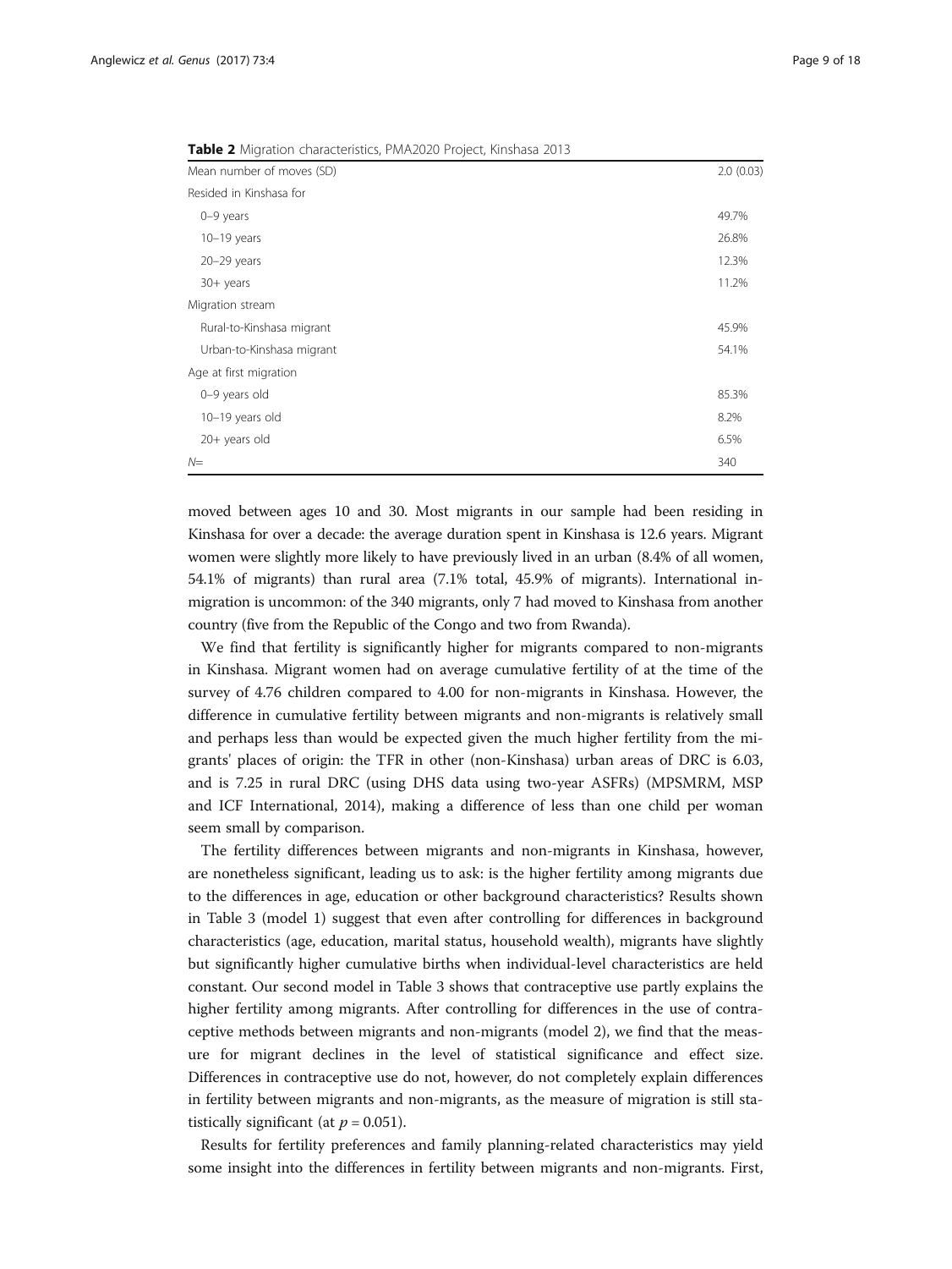**Table 2** Migration characteristics, PMA2020 Project, Kinshasa 2013

| | |
|---|---|
| Mean number of moves (SD) | 2.0 (0.03) |
| Resided in Kinshasa for | |
| 0–9 years | 49.7% |
| 10–19 years | 26.8% |
| 20–29 years | 12.3% |
| 30+ years | 11.2% |
| Migration stream | |
| Rural-to-Kinshasa migrant | 45.9% |
| Urban-to-Kinshasa migrant | 54.1% |
| Age at first migration | |
| 0–9 years old | 85.3% |
| 10–19 years old | 8.2% |
| 20+ years old | 6.5% |
| *N*= | 340 |

moved between ages 10 and 30. Most migrants in our sample had been residing in Kinshasa for over a decade: the average duration spent in Kinshasa is 12.6 years. Migrant women were slightly more likely to have previously lived in an urban (8.4% of all women, 54.1% of migrants) than rural area (7.1% total, 45.9% of migrants). International in-migration is uncommon: of the 340 migrants, only 7 had moved to Kinshasa from another country (five from the Republic of the Congo and two from Rwanda).

We find that fertility is significantly higher for migrants compared to non-migrants in Kinshasa. Migrant women had on average cumulative fertility of at the time of the survey of 4.76 children compared to 4.00 for non-migrants in Kinshasa. However, the difference in cumulative fertility between migrants and non-migrants is relatively small and perhaps less than would be expected given the much higher fertility from the migrants' places of origin: the TFR in other (non-Kinshasa) urban areas of DRC is 6.03, and is 7.25 in rural DRC (using DHS data using two-year ASFRs) (MPSMRM, MSP and ICF International, 2014), making a difference of less than one child per woman seem small by comparison.

The fertility differences between migrants and non-migrants in Kinshasa, however, are nonetheless significant, leading us to ask: is the higher fertility among migrants due to the differences in age, education or other background characteristics? Results shown in Table 3 (model 1) suggest that even after controlling for differences in background characteristics (age, education, marital status, household wealth), migrants have slightly but significantly higher cumulative births when individual-level characteristics are held constant. Our second model in Table 3 shows that contraceptive use partly explains the higher fertility among migrants. After controlling for differences in the use of contraceptive methods between migrants and non-migrants (model 2), we find that the measure for migrant declines in the level of statistical significance and effect size. Differences in contraceptive use do not, however, do not completely explain differences in fertility between migrants and non-migrants, as the measure of migration is still statistically significant (at $p = 0.051$).

Results for fertility preferences and family planning-related characteristics may yield some insight into the differences in fertility between migrants and non-migrants. First,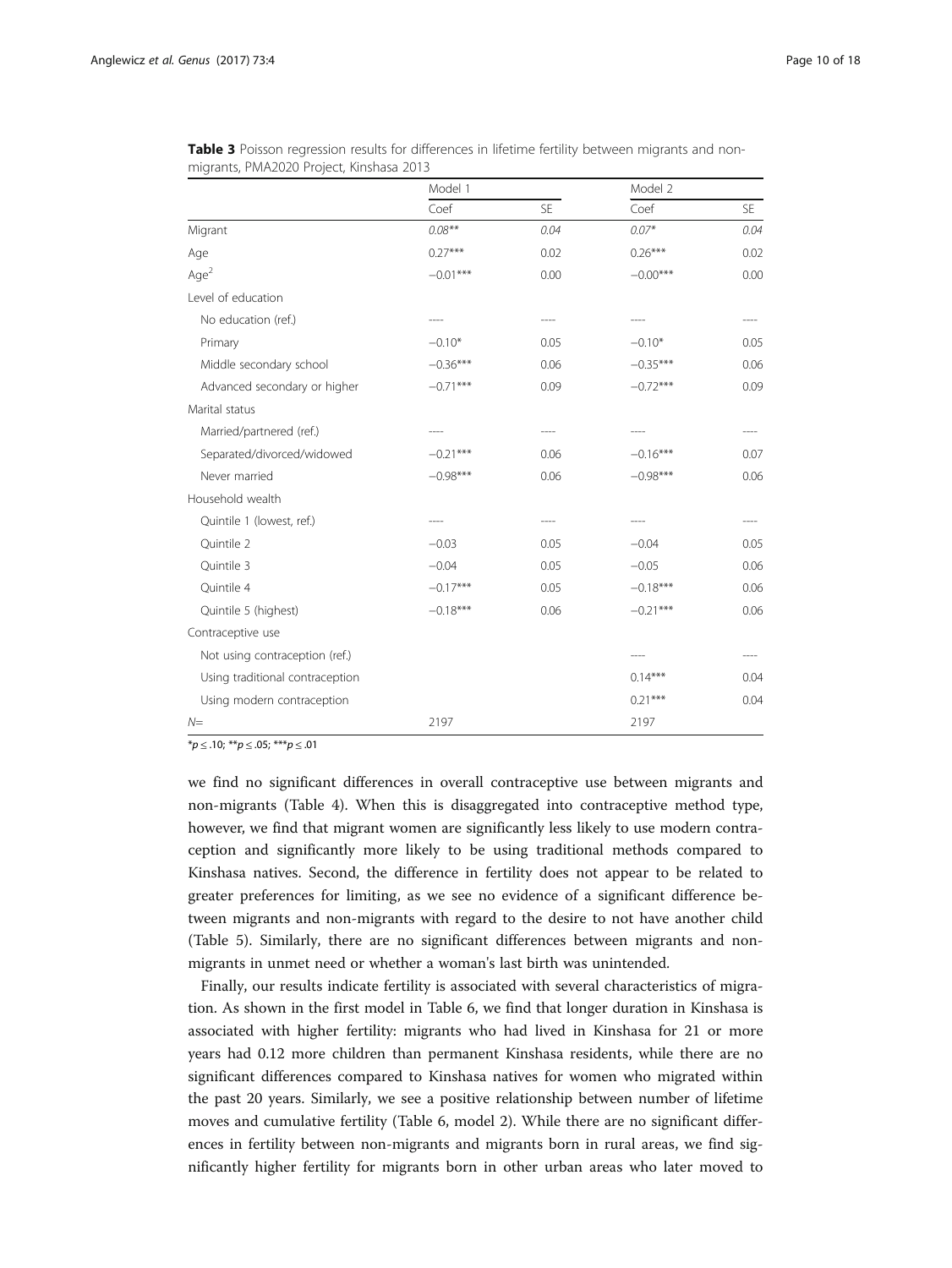**Table 3** Poisson regression results for differences in lifetime fertility between migrants and non-migrants, PMA2020 Project, Kinshasa 2013

| | Model 1 | | Model 2 | |
|---|---|---|---|---|
| | Coef | SE | Coef | SE |
| Migrant | *0.08*** | *0.04* | *0.07** | *0.04* |
| Age | 0.27*** | 0.02 | 0.26*** | 0.02 |
| $Age^2$ | −0.01*** | 0.00 | −0.00*** | 0.00 |
| Level of education | | | | |
| No education (ref.) | ---- | ---- | ---- | ---- |
| Primary | −0.10* | 0.05 | −0.10* | 0.05 |
| Middle secondary school | −0.36*** | 0.06 | −0.35*** | 0.06 |
| Advanced secondary or higher | −0.71*** | 0.09 | −0.72*** | 0.09 |
| Marital status | | | | |
| Married/partnered (ref.) | ---- | ---- | ---- | ---- |
| Separated/divorced/widowed | −0.21*** | 0.06 | −0.16*** | 0.07 |
| Never married | −0.98*** | 0.06 | −0.98*** | 0.06 |
| Household wealth | | | | |
| Quintile 1 (lowest, ref.) | ---- | ---- | ---- | ---- |
| Quintile 2 | −0.03 | 0.05 | −0.04 | 0.05 |
| Quintile 3 | −0.04 | 0.05 | −0.05 | 0.06 |
| Quintile 4 | −0.17*** | 0.05 | −0.18*** | 0.06 |
| Quintile 5 (highest) | −0.18*** | 0.06 | −0.21*** | 0.06 |
| Contraceptive use | | | | |
| Not using contraception (ref.) | | | ---- | ---- |
| Using traditional contraception | | | 0.14*** | 0.04 |
| Using modern contraception | | | 0.21*** | 0.04 |
| $N=$ | 2197 | | 2197 | |

*$p \leq .10$; **$p \leq .05$; ***$p \leq .01$

we find no significant differences in overall contraceptive use between migrants and non-migrants (Table 4). When this is disaggregated into contraceptive method type, however, we find that migrant women are significantly less likely to use modern contraception and significantly more likely to be using traditional methods compared to Kinshasa natives. Second, the difference in fertility does not appear to be related to greater preferences for limiting, as we see no evidence of a significant difference between migrants and non-migrants with regard to the desire to not have another child (Table 5). Similarly, there are no significant differences between migrants and non-migrants in unmet need or whether a woman's last birth was unintended.

Finally, our results indicate fertility is associated with several characteristics of migration. As shown in the first model in Table 6, we find that longer duration in Kinshasa is associated with higher fertility: migrants who had lived in Kinshasa for 21 or more years had 0.12 more children than permanent Kinshasa residents, while there are no significant differences compared to Kinshasa natives for women who migrated within the past 20 years. Similarly, we see a positive relationship between number of lifetime moves and cumulative fertility (Table 6, model 2). While there are no significant differences in fertility between non-migrants and migrants born in rural areas, we find significantly higher fertility for migrants born in other urban areas who later moved to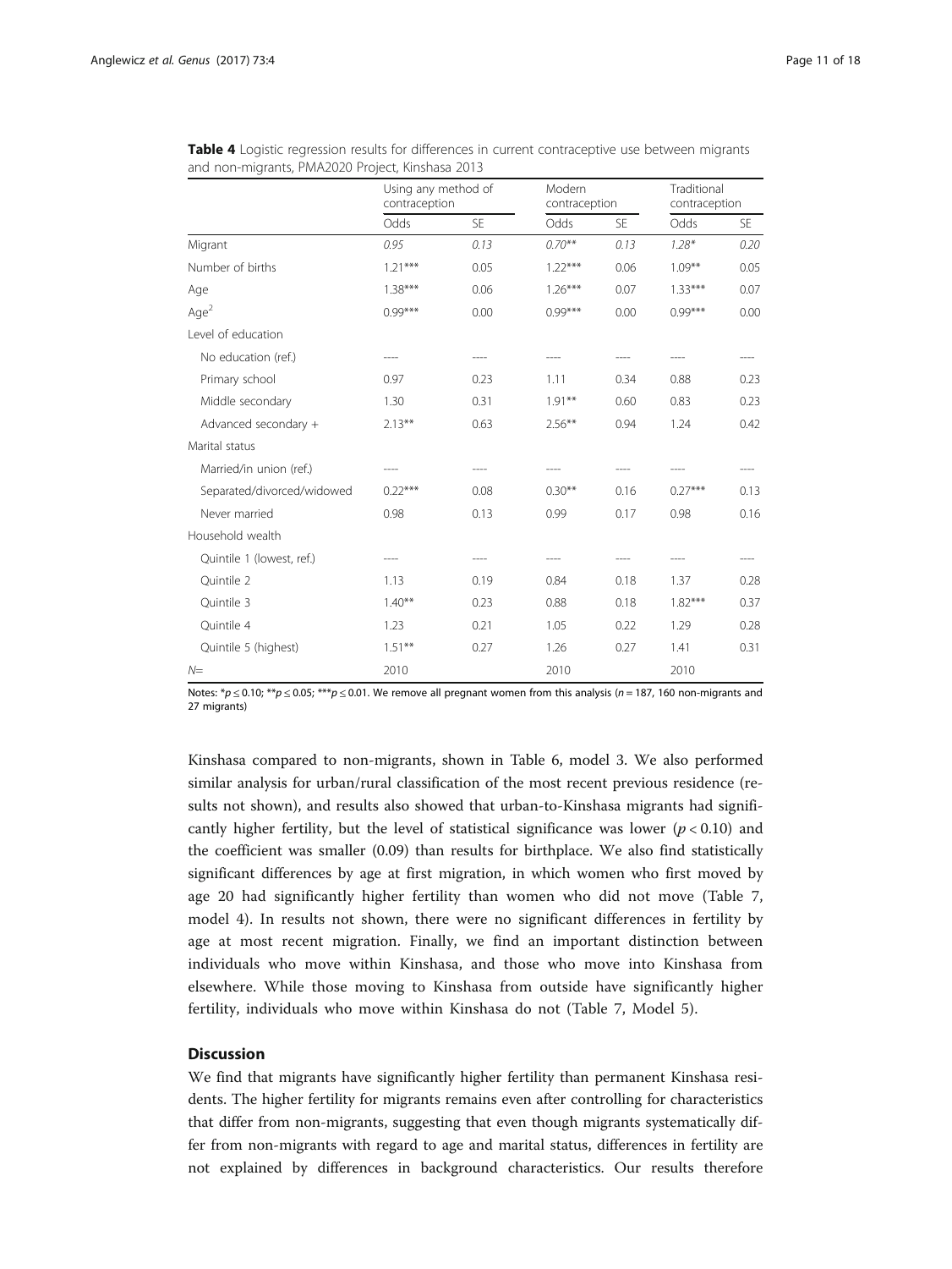**Table 4** Logistic regression results for differences in current contraceptive use between migrants and non-migrants, PMA2020 Project, Kinshasa 2013

| | Using any method of contraception | | Modern contraception | | Traditional contraception | |
|---|---|---|---|---|---|---|
| | Odds | SE | Odds | SE | Odds | SE |
| Migrant | *0.95* | *0.13* | *0.70*** | *0.13* | *1.28** | *0.20* |
| Number of births | 1.21*** | 0.05 | 1.22*** | 0.06 | 1.09** | 0.05 |
| Age | 1.38*** | 0.06 | 1.26*** | 0.07 | 1.33*** | 0.07 |
| Age$^2$ | 0.99*** | 0.00 | 0.99*** | 0.00 | 0.99*** | 0.00 |
| Level of education | | | | | | |
| No education (ref.) | ---- | ---- | ---- | ---- | ---- | ---- |
| Primary school | 0.97 | 0.23 | 1.11 | 0.34 | 0.88 | 0.23 |
| Middle secondary | 1.30 | 0.31 | 1.91** | 0.60 | 0.83 | 0.23 |
| Advanced secondary + | 2.13** | 0.63 | 2.56** | 0.94 | 1.24 | 0.42 |
| Marital status | | | | | | |
| Married/in union (ref.) | ---- | ---- | ---- | ---- | ---- | ---- |
| Separated/divorced/widowed | 0.22*** | 0.08 | 0.30** | 0.16 | 0.27*** | 0.13 |
| Never married | 0.98 | 0.13 | 0.99 | 0.17 | 0.98 | 0.16 |
| Household wealth | | | | | | |
| Quintile 1 (lowest, ref.) | ---- | ---- | ---- | ---- | ---- | ---- |
| Quintile 2 | 1.13 | 0.19 | 0.84 | 0.18 | 1.37 | 0.28 |
| Quintile 3 | 1.40** | 0.23 | 0.88 | 0.18 | 1.82*** | 0.37 |
| Quintile 4 | 1.23 | 0.21 | 1.05 | 0.22 | 1.29 | 0.28 |
| Quintile 5 (highest) | 1.51** | 0.27 | 1.26 | 0.27 | 1.41 | 0.31 |
| *N*= | 2010 | | 2010 | | 2010 | |

Notes: *$p \leq 0.10$; **$p \leq 0.05$; ***$p \leq 0.01$. We remove all pregnant women from this analysis ($n = 187$, 160 non-migrants and 27 migrants)

Kinshasa compared to non-migrants, shown in Table 6, model 3. We also performed similar analysis for urban/rural classification of the most recent previous residence (results not shown), and results also showed that urban-to-Kinshasa migrants had significantly higher fertility, but the level of statistical significance was lower ($p < 0.10$) and the coefficient was smaller (0.09) than results for birthplace. We also find statistically significant differences by age at first migration, in which women who first moved by age 20 had significantly higher fertility than women who did not move (Table 7, model 4). In results not shown, there were no significant differences in fertility by age at most recent migration. Finally, we find an important distinction between individuals who move within Kinshasa, and those who move into Kinshasa from elsewhere. While those moving to Kinshasa from outside have significantly higher fertility, individuals who move within Kinshasa do not (Table 7, Model 5).

## Discussion

We find that migrants have significantly higher fertility than permanent Kinshasa residents. The higher fertility for migrants remains even after controlling for characteristics that differ from non-migrants, suggesting that even though migrants systematically differ from non-migrants with regard to age and marital status, differences in fertility are not explained by differences in background characteristics. Our results therefore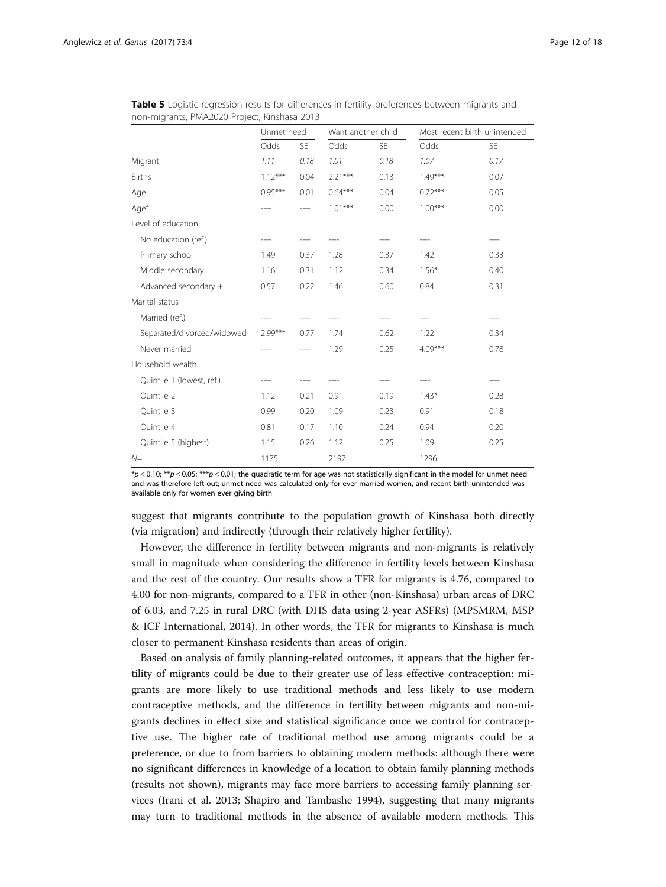**Table 5** Logistic regression results for differences in fertility preferences between migrants and non-migrants, PMA2020 Project, Kinshasa 2013

| | Unmet need | | Want another child | | Most recent birth unintended | |
|---|---|---|---|---|---|---|
| | Odds | SE | Odds | SE | Odds | SE |
| Migrant | *1.11* | *0.18* | *1.01* | *0.18* | *1.07* | *0.17* |
| Births | 1.12*** | 0.04 | 2.21*** | 0.13 | 1.49*** | 0.07 |
| Age | 0.95*** | 0.01 | 0.64*** | 0.04 | 0.72*** | 0.05 |
| Age$^2$ | ---- | ---- | 1.01*** | 0.00 | 1.00*** | 0.00 |
| Level of education | | | | | | |
| No education (ref.) | ---- | ---- | ---- | ---- | ---- | ---- |
| Primary school | 1.49 | 0.37 | 1.28 | 0.37 | 1.42 | 0.33 |
| Middle secondary | 1.16 | 0.31 | 1.12 | 0.34 | 1.56* | 0.40 |
| Advanced secondary + | 0.57 | 0.22 | 1.46 | 0.60 | 0.84 | 0.31 |
| Marital status | | | | | | |
| Married (ref.) | ---- | ---- | ---- | ---- | ---- | ---- |
| Separated/divorced/widowed | 2.99*** | 0.77 | 1.74 | 0.62 | 1.22 | 0.34 |
| Never married | ---- | ---- | 1.29 | 0.25 | 4.09*** | 0.78 |
| Household wealth | | | | | | |
| Quintile 1 (lowest, ref.) | ---- | ---- | ---- | ---- | ---- | ---- |
| Quintile 2 | 1.12 | 0.21 | 0.91 | 0.19 | 1.43* | 0.28 |
| Quintile 3 | 0.99 | 0.20 | 1.09 | 0.23 | 0.91 | 0.18 |
| Quintile 4 | 0.81 | 0.17 | 1.10 | 0.24 | 0.94 | 0.20 |
| Quintile 5 (highest) | 1.15 | 0.26 | 1.12 | 0.25 | 1.09 | 0.25 |
| *N*= | 1175 | | 2197 | | 1296 | |

*$p \leq 0.10$; **$p \leq 0.05$; ***$p \leq 0.01$; the quadratic term for age was not statistically significant in the model for unmet need and was therefore left out; unmet need was calculated only for ever-married women, and recent birth unintended was available only for women ever giving birth

suggest that migrants contribute to the population growth of Kinshasa both directly (via migration) and indirectly (through their relatively higher fertility).

However, the difference in fertility between migrants and non-migrants is relatively small in magnitude when considering the difference in fertility levels between Kinshasa and the rest of the country. Our results show a TFR for migrants is 4.76, compared to 4.00 for non-migrants, compared to a TFR in other (non-Kinshasa) urban areas of DRC of 6.03, and 7.25 in rural DRC (with DHS data using 2-year ASFRs) (MPSMRM, MSP & ICF International, 2014). In other words, the TFR for migrants to Kinshasa is much closer to permanent Kinshasa residents than areas of origin.

Based on analysis of family planning-related outcomes, it appears that the higher fertility of migrants could be due to their greater use of less effective contraception: migrants are more likely to use traditional methods and less likely to use modern contraceptive methods, and the difference in fertility between migrants and non-migrants declines in effect size and statistical significance once we control for contraceptive use. The higher rate of traditional method use among migrants could be a preference, or due to from barriers to obtaining modern methods: although there were no significant differences in knowledge of a location to obtain family planning methods (results not shown), migrants may face more barriers to accessing family planning services (Irani et al. 2013; Shapiro and Tambashe 1994), suggesting that many migrants may turn to traditional methods in the absence of available modern methods. This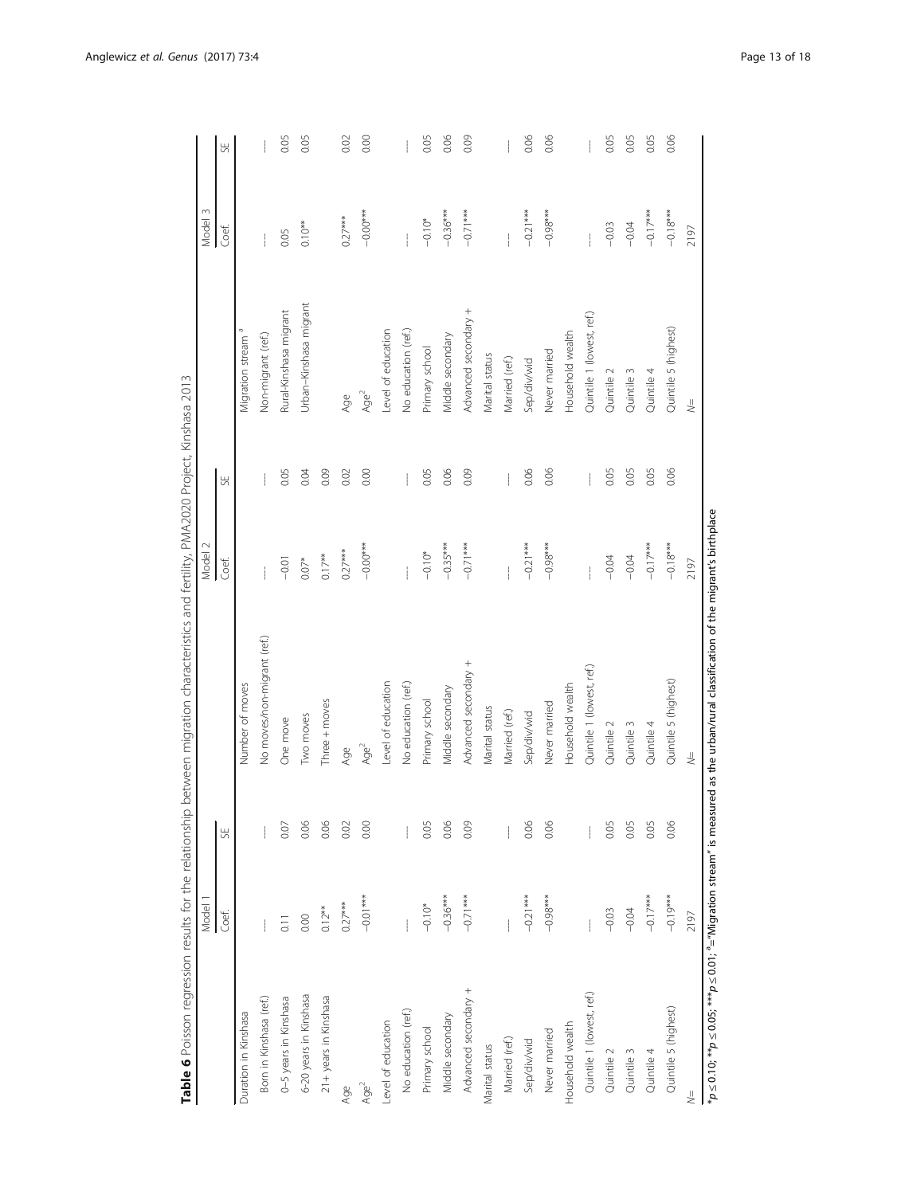**Table 6** Poisson regression results for the relationship between migration characteristics and fertility, PMA2020 Project, Kinshasa 2013

| | Model 1 | | | Model 2 | | | Model 3 | |
|---|---|---|---|---|---|---|---|---|
| | Coef. | SE | | Coef. | SE | | Coef. | SE |
| Duration in Kinshasa | | | Number of moves | | | Migration stream [a] | | |
| Born in Kinshasa (ref.) | --- | --- | No moves/non-migrant (ref.) | --- | --- | Non-migrant (ref.) | --- | --- |
| 0–5 years in Kinshasa | 0.11 | 0.07 | One move | −0.01 | 0.05 | Rural-Kinshasa migrant | 0.05 | 0.05 |
| 6-20 years in Kinshasa | 0.00 | 0.06 | Two moves | 0.07* | 0.04 | Urban–Kinshasa migrant | 0.10** | 0.05 |
| 21+ years in Kinshasa | 0.12** | 0.06 | Three + moves | 0.17** | 0.09 | | | |
| Age | 0.27*** | 0.02 | Age | 0.27*** | 0.02 | Age | 0.27*** | 0.02 |
| Age$^2$ | −0.01*** | 0.00 | Age$^2$ | −0.00*** | 0.00 | Age$^2$ | −0.00*** | 0.00 |
| Level of education | | | Level of education | | | Level of education | | |
| No education (ref.) | --- | --- | No education (ref.) | --- | --- | No education (ref.) | --- | --- |
| Primary school | −0.10* | 0.05 | Primary school | −0.10* | 0.05 | Primary school | −0.10* | 0.05 |
| Middle secondary | −0.36*** | 0.06 | Middle secondary | −0.35*** | 0.06 | Middle secondary | −0.36*** | 0.06 |
| Advanced secondary + | −0.71*** | 0.09 | Advanced secondary + | −0.71*** | 0.09 | Advanced secondary + | −0.71*** | 0.09 |
| Marital status | | | Marital status | | | Marital status | | |
| Married (ref.) | --- | --- | Married (ref.) | --- | --- | Married (ref.) | --- | --- |
| Sep/div/wid | −0.21*** | 0.06 | Sep/div/wid | −0.21*** | 0.06 | Sep/div/wid | −0.21*** | 0.06 |
| Never married | −0.98*** | 0.06 | Never married | −0.98*** | 0.06 | Never married | −0.98*** | 0.06 |
| Household wealth | | | Household wealth | | | Household wealth | | |
| Quintile 1 (lowest, ref.) | --- | --- | Quintile 1 (lowest, ref.) | --- | --- | Quintile 1 (lowest, ref.) | --- | --- |
| Quintile 2 | −0.03 | 0.05 | Quintile 2 | −0.04 | 0.05 | Quintile 2 | −0.03 | 0.05 |
| Quintile 3 | −0.04 | 0.05 | Quintile 3 | −0.04 | 0.05 | Quintile 3 | −0.04 | 0.05 |
| Quintile 4 | −0.17*** | 0.05 | Quintile 4 | −0.17*** | 0.05 | Quintile 4 | −0.17*** | 0.05 |
| Quintile 5 (highest) | −0.19*** | 0.06 | Quintile 5 (highest) | −0.18*** | 0.06 | Quintile 5 (highest) | −0.18*** | 0.06 |
| $N$= | 2197 | | $N$= | 2197 | | $N$= | 2197 | |

*$p \leq 0.10$; **$p \leq 0.05$; ***$p \leq 0.01$; [a]="Migration stream" is measured as the urban/rural classification of the migrant's birthplace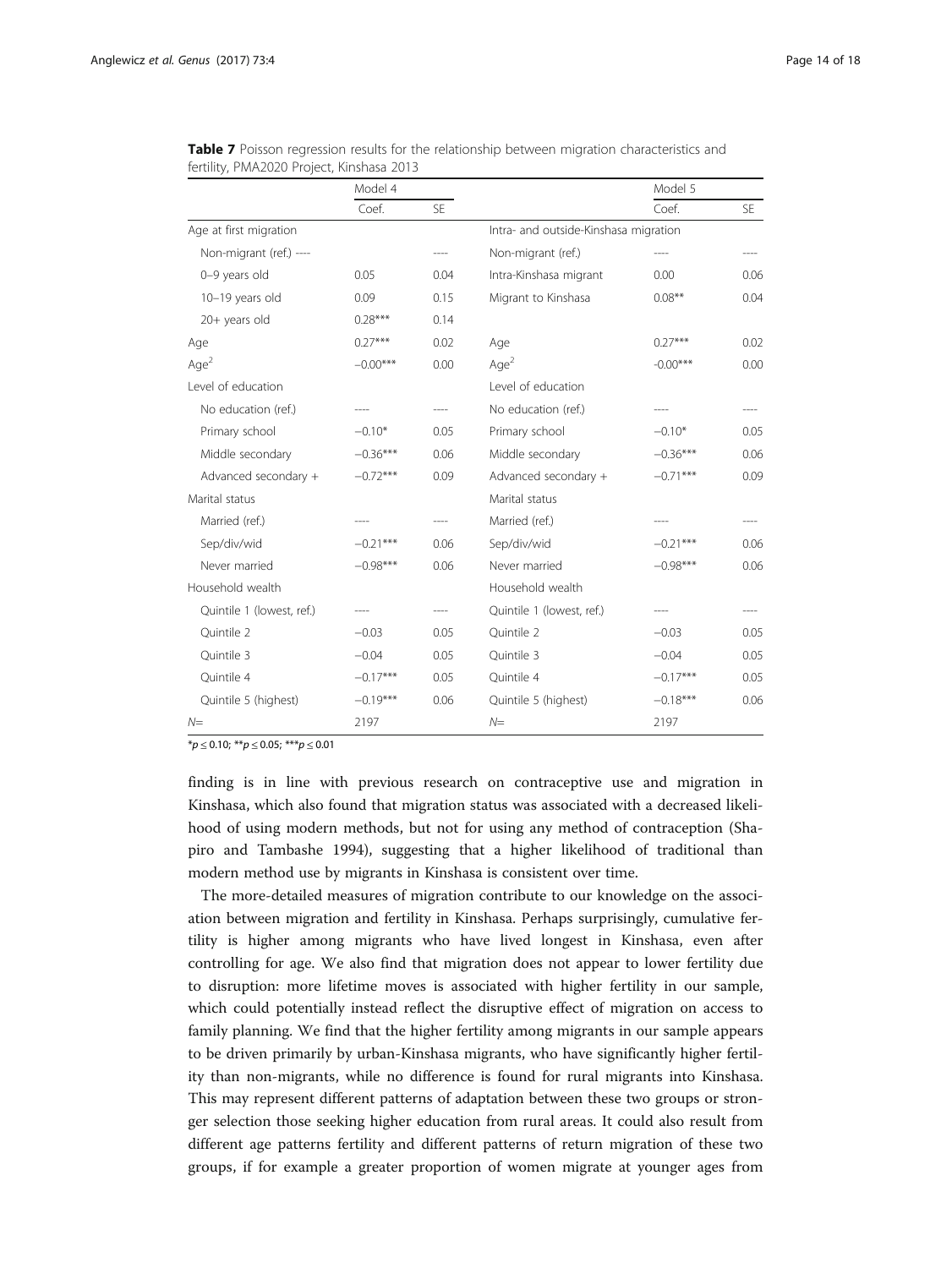**Table 7** Poisson regression results for the relationship between migration characteristics and fertility, PMA2020 Project, Kinshasa 2013

| | Model 4 | | | Model 5 | |
|---|---|---|---|---|---|
| | Coef. | SE | | Coef. | SE |
| Age at first migration | | | Intra- and outside-Kinshasa migration | | |
| Non-migrant (ref.) ---- | | ---- | Non-migrant (ref.) | ---- | ---- |
| 0–9 years old | 0.05 | 0.04 | Intra-Kinshasa migrant | 0.00 | 0.06 |
| 10–19 years old | 0.09 | 0.15 | Migrant to Kinshasa | 0.08** | 0.04 |
| 20+ years old | 0.28*** | 0.14 | | | |
| Age | 0.27*** | 0.02 | Age | 0.27*** | 0.02 |
| Age$^2$ | −0.00*** | 0.00 | Age$^2$ | -0.00*** | 0.00 |
| Level of education | | | Level of education | | |
| No education (ref.) | ---- | ---- | No education (ref.) | ---- | ---- |
| Primary school | −0.10* | 0.05 | Primary school | −0.10* | 0.05 |
| Middle secondary | −0.36*** | 0.06 | Middle secondary | −0.36*** | 0.06 |
| Advanced secondary + | −0.72*** | 0.09 | Advanced secondary + | −0.71*** | 0.09 |
| Marital status | | | Marital status | | |
| Married (ref.) | ---- | ---- | Married (ref.) | ---- | ---- |
| Sep/div/wid | −0.21*** | 0.06 | Sep/div/wid | −0.21*** | 0.06 |
| Never married | −0.98*** | 0.06 | Never married | −0.98*** | 0.06 |
| Household wealth | | | Household wealth | | |
| Quintile 1 (lowest, ref.) | ---- | ---- | Quintile 1 (lowest, ref.) | ---- | ---- |
| Quintile 2 | −0.03 | 0.05 | Quintile 2 | −0.03 | 0.05 |
| Quintile 3 | −0.04 | 0.05 | Quintile 3 | −0.04 | 0.05 |
| Quintile 4 | −0.17*** | 0.05 | Quintile 4 | −0.17*** | 0.05 |
| Quintile 5 (highest) | −0.19*** | 0.06 | Quintile 5 (highest) | −0.18*** | 0.06 |
| $N$= | 2197 | | $N$= | 2197 | |

*$p \leq 0.10$; **$p \leq 0.05$; ***$p \leq 0.01$

finding is in line with previous research on contraceptive use and migration in Kinshasa, which also found that migration status was associated with a decreased likelihood of using modern methods, but not for using any method of contraception (Shapiro and Tambashe 1994), suggesting that a higher likelihood of traditional than modern method use by migrants in Kinshasa is consistent over time.

The more-detailed measures of migration contribute to our knowledge on the association between migration and fertility in Kinshasa. Perhaps surprisingly, cumulative fertility is higher among migrants who have lived longest in Kinshasa, even after controlling for age. We also find that migration does not appear to lower fertility due to disruption: more lifetime moves is associated with higher fertility in our sample, which could potentially instead reflect the disruptive effect of migration on access to family planning. We find that the higher fertility among migrants in our sample appears to be driven primarily by urban-Kinshasa migrants, who have significantly higher fertility than non-migrants, while no difference is found for rural migrants into Kinshasa. This may represent different patterns of adaptation between these two groups or stronger selection those seeking higher education from rural areas. It could also result from different age patterns fertility and different patterns of return migration of these two groups, if for example a greater proportion of women migrate at younger ages from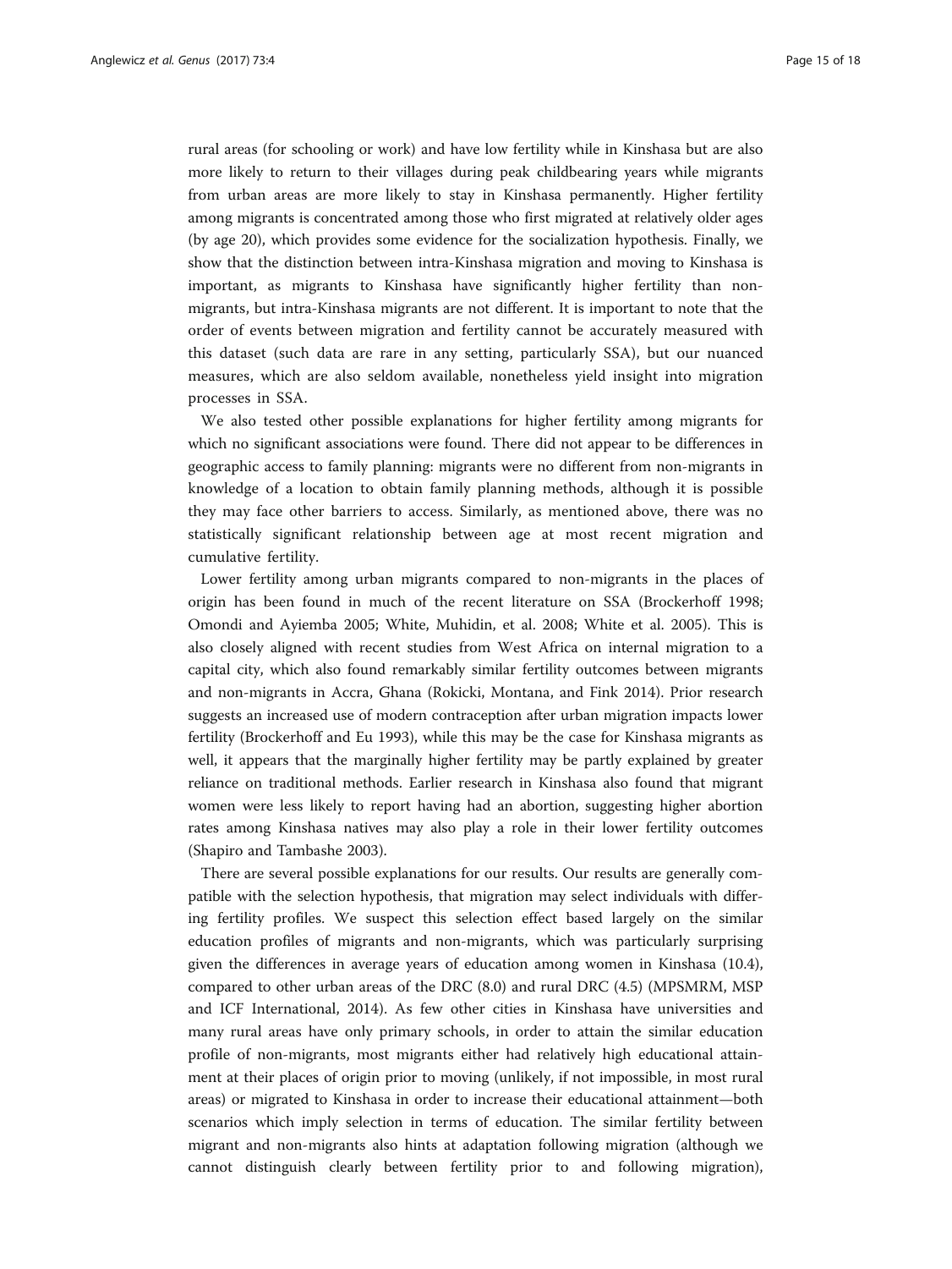rural areas (for schooling or work) and have low fertility while in Kinshasa but are also more likely to return to their villages during peak childbearing years while migrants from urban areas are more likely to stay in Kinshasa permanently. Higher fertility among migrants is concentrated among those who first migrated at relatively older ages (by age 20), which provides some evidence for the socialization hypothesis. Finally, we show that the distinction between intra-Kinshasa migration and moving to Kinshasa is important, as migrants to Kinshasa have significantly higher fertility than non-migrants, but intra-Kinshasa migrants are not different. It is important to note that the order of events between migration and fertility cannot be accurately measured with this dataset (such data are rare in any setting, particularly SSA), but our nuanced measures, which are also seldom available, nonetheless yield insight into migration processes in SSA.

We also tested other possible explanations for higher fertility among migrants for which no significant associations were found. There did not appear to be differences in geographic access to family planning: migrants were no different from non-migrants in knowledge of a location to obtain family planning methods, although it is possible they may face other barriers to access. Similarly, as mentioned above, there was no statistically significant relationship between age at most recent migration and cumulative fertility.

Lower fertility among urban migrants compared to non-migrants in the places of origin has been found in much of the recent literature on SSA (Brockerhoff 1998; Omondi and Ayiemba 2005; White, Muhidin, et al. 2008; White et al. 2005). This is also closely aligned with recent studies from West Africa on internal migration to a capital city, which also found remarkably similar fertility outcomes between migrants and non-migrants in Accra, Ghana (Rokicki, Montana, and Fink 2014). Prior research suggests an increased use of modern contraception after urban migration impacts lower fertility (Brockerhoff and Eu 1993), while this may be the case for Kinshasa migrants as well, it appears that the marginally higher fertility may be partly explained by greater reliance on traditional methods. Earlier research in Kinshasa also found that migrant women were less likely to report having had an abortion, suggesting higher abortion rates among Kinshasa natives may also play a role in their lower fertility outcomes (Shapiro and Tambashe 2003).

There are several possible explanations for our results. Our results are generally compatible with the selection hypothesis, that migration may select individuals with differing fertility profiles. We suspect this selection effect based largely on the similar education profiles of migrants and non-migrants, which was particularly surprising given the differences in average years of education among women in Kinshasa (10.4), compared to other urban areas of the DRC (8.0) and rural DRC (4.5) (MPSMRM, MSP and ICF International, 2014). As few other cities in Kinshasa have universities and many rural areas have only primary schools, in order to attain the similar education profile of non-migrants, most migrants either had relatively high educational attainment at their places of origin prior to moving (unlikely, if not impossible, in most rural areas) or migrated to Kinshasa in order to increase their educational attainment—both scenarios which imply selection in terms of education. The similar fertility between migrant and non-migrants also hints at adaptation following migration (although we cannot distinguish clearly between fertility prior to and following migration),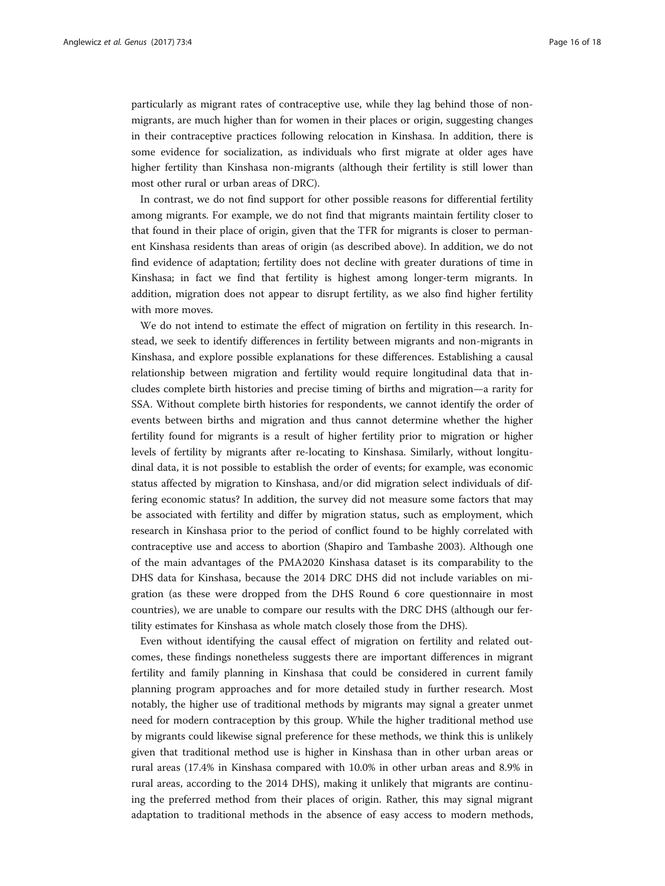particularly as migrant rates of contraceptive use, while they lag behind those of non-migrants, are much higher than for women in their places or origin, suggesting changes in their contraceptive practices following relocation in Kinshasa. In addition, there is some evidence for socialization, as individuals who first migrate at older ages have higher fertility than Kinshasa non-migrants (although their fertility is still lower than most other rural or urban areas of DRC).

In contrast, we do not find support for other possible reasons for differential fertility among migrants. For example, we do not find that migrants maintain fertility closer to that found in their place of origin, given that the TFR for migrants is closer to permanent Kinshasa residents than areas of origin (as described above). In addition, we do not find evidence of adaptation; fertility does not decline with greater durations of time in Kinshasa; in fact we find that fertility is highest among longer-term migrants. In addition, migration does not appear to disrupt fertility, as we also find higher fertility with more moves.

We do not intend to estimate the effect of migration on fertility in this research. Instead, we seek to identify differences in fertility between migrants and non-migrants in Kinshasa, and explore possible explanations for these differences. Establishing a causal relationship between migration and fertility would require longitudinal data that includes complete birth histories and precise timing of births and migration—a rarity for SSA. Without complete birth histories for respondents, we cannot identify the order of events between births and migration and thus cannot determine whether the higher fertility found for migrants is a result of higher fertility prior to migration or higher levels of fertility by migrants after re-locating to Kinshasa. Similarly, without longitudinal data, it is not possible to establish the order of events; for example, was economic status affected by migration to Kinshasa, and/or did migration select individuals of differing economic status? In addition, the survey did not measure some factors that may be associated with fertility and differ by migration status, such as employment, which research in Kinshasa prior to the period of conflict found to be highly correlated with contraceptive use and access to abortion (Shapiro and Tambashe 2003). Although one of the main advantages of the PMA2020 Kinshasa dataset is its comparability to the DHS data for Kinshasa, because the 2014 DRC DHS did not include variables on migration (as these were dropped from the DHS Round 6 core questionnaire in most countries), we are unable to compare our results with the DRC DHS (although our fertility estimates for Kinshasa as whole match closely those from the DHS).

Even without identifying the causal effect of migration on fertility and related outcomes, these findings nonetheless suggests there are important differences in migrant fertility and family planning in Kinshasa that could be considered in current family planning program approaches and for more detailed study in further research. Most notably, the higher use of traditional methods by migrants may signal a greater unmet need for modern contraception by this group. While the higher traditional method use by migrants could likewise signal preference for these methods, we think this is unlikely given that traditional method use is higher in Kinshasa than in other urban areas or rural areas (17.4% in Kinshasa compared with 10.0% in other urban areas and 8.9% in rural areas, according to the 2014 DHS), making it unlikely that migrants are continuing the preferred method from their places of origin. Rather, this may signal migrant adaptation to traditional methods in the absence of easy access to modern methods,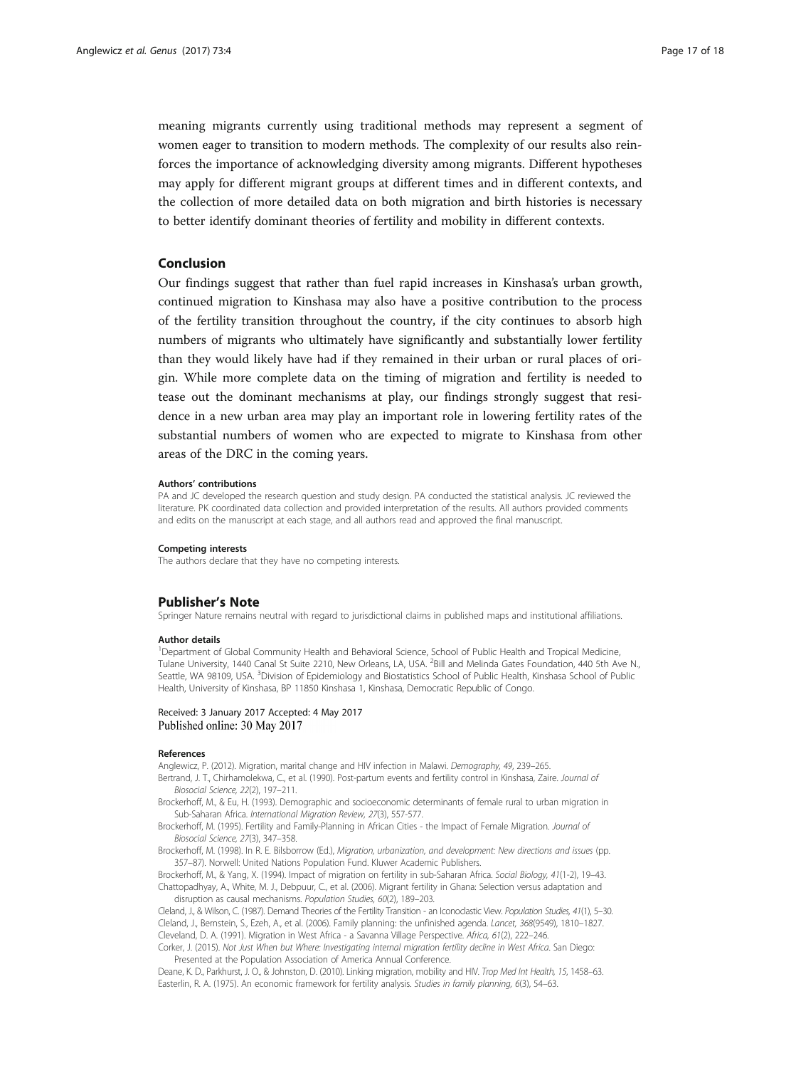meaning migrants currently using traditional methods may represent a segment of women eager to transition to modern methods. The complexity of our results also reinforces the importance of acknowledging diversity among migrants. Different hypotheses may apply for different migrant groups at different times and in different contexts, and the collection of more detailed data on both migration and birth histories is necessary to better identify dominant theories of fertility and mobility in different contexts.

## Conclusion

Our findings suggest that rather than fuel rapid increases in Kinshasa's urban growth, continued migration to Kinshasa may also have a positive contribution to the process of the fertility transition throughout the country, if the city continues to absorb high numbers of migrants who ultimately have significantly and substantially lower fertility than they would likely have had if they remained in their urban or rural places of origin. While more complete data on the timing of migration and fertility is needed to tease out the dominant mechanisms at play, our findings strongly suggest that residence in a new urban area may play an important role in lowering fertility rates of the substantial numbers of women who are expected to migrate to Kinshasa from other areas of the DRC in the coming years.

#### Authors' contributions

PA and JC developed the research question and study design. PA conducted the statistical analysis. JC reviewed the literature. PK coordinated data collection and provided interpretation of the results. All authors provided comments and edits on the manuscript at each stage, and all authors read and approved the final manuscript.

#### Competing interests

The authors declare that they have no competing interests.

### Publisher's Note

Springer Nature remains neutral with regard to jurisdictional claims in published maps and institutional affiliations.

#### Author details

[1]Department of Global Community Health and Behavioral Science, School of Public Health and Tropical Medicine, Tulane University, 1440 Canal St Suite 2210, New Orleans, LA, USA. [2]Bill and Melinda Gates Foundation, 440 5th Ave N., Seattle, WA 98109, USA. [3]Division of Epidemiology and Biostatistics School of Public Health, Kinshasa School of Public Health, University of Kinshasa, BP 11850 Kinshasa 1, Kinshasa, Democratic Republic of Congo.

Received: 3 January 2017 Accepted: 4 May 2017
Published online: 30 May 2017

#### References

Anglewicz, P. (2012). Migration, marital change and HIV infection in Malawi. *Demography, 49*, 239–265.

Bertrand, J. T., Chirhamolekwa, C., et al. (1990). Post-partum events and fertility control in Kinshasa, Zaire. *Journal of Biosocial Science, 22*(2), 197–211.

Brockerhoff, M., & Eu, H. (1993). Demographic and socioeconomic determinants of female rural to urban migration in Sub-Saharan Africa. *International Migration Review, 27*(3), 557-577.

Brockerhoff, M. (1995). Fertility and Family-Planning in African Cities - the Impact of Female Migration. *Journal of Biosocial Science, 27*(3), 347–358.

Brockerhoff, M. (1998). In R. E. Bilsborrow (Ed.), *Migration, urbanization, and development: New directions and issues* (pp. 357–87). Norwell: United Nations Population Fund. Kluwer Academic Publishers.

Brockerhoff, M., & Yang, X. (1994). Impact of migration on fertility in sub-Saharan Africa. *Social Biology, 41*(1-2), 19–43.

Chattopadhyay, A., White, M. J., Debpuur, C., et al. (2006). Migrant fertility in Ghana: Selection versus adaptation and disruption as causal mechanisms. *Population Studies, 60*(2), 189–203.

Cleland, J., & Wilson, C. (1987). Demand Theories of the Fertility Transition - an Iconoclastic View. *Population Studies, 41*(1), 5–30.

Cleland, J., Bernstein, S., Ezeh, A., et al. (2006). Family planning: the unfinished agenda. *Lancet, 368*(9549), 1810–1827.

Cleveland, D. A. (1991). Migration in West Africa - a Savanna Village Perspective. *Africa, 61*(2), 222–246.

Corker, J. (2015). *Not Just When but Where: Investigating internal migration fertility decline in West Africa*. San Diego: Presented at the Population Association of America Annual Conference.

Deane, K. D., Parkhurst, J. O., & Johnston, D. (2010). Linking migration, mobility and HIV. *Trop Med Int Health, 15*, 1458–63.

Easterlin, R. A. (1975). An economic framework for fertility analysis. *Studies in family planning, 6*(3), 54–63.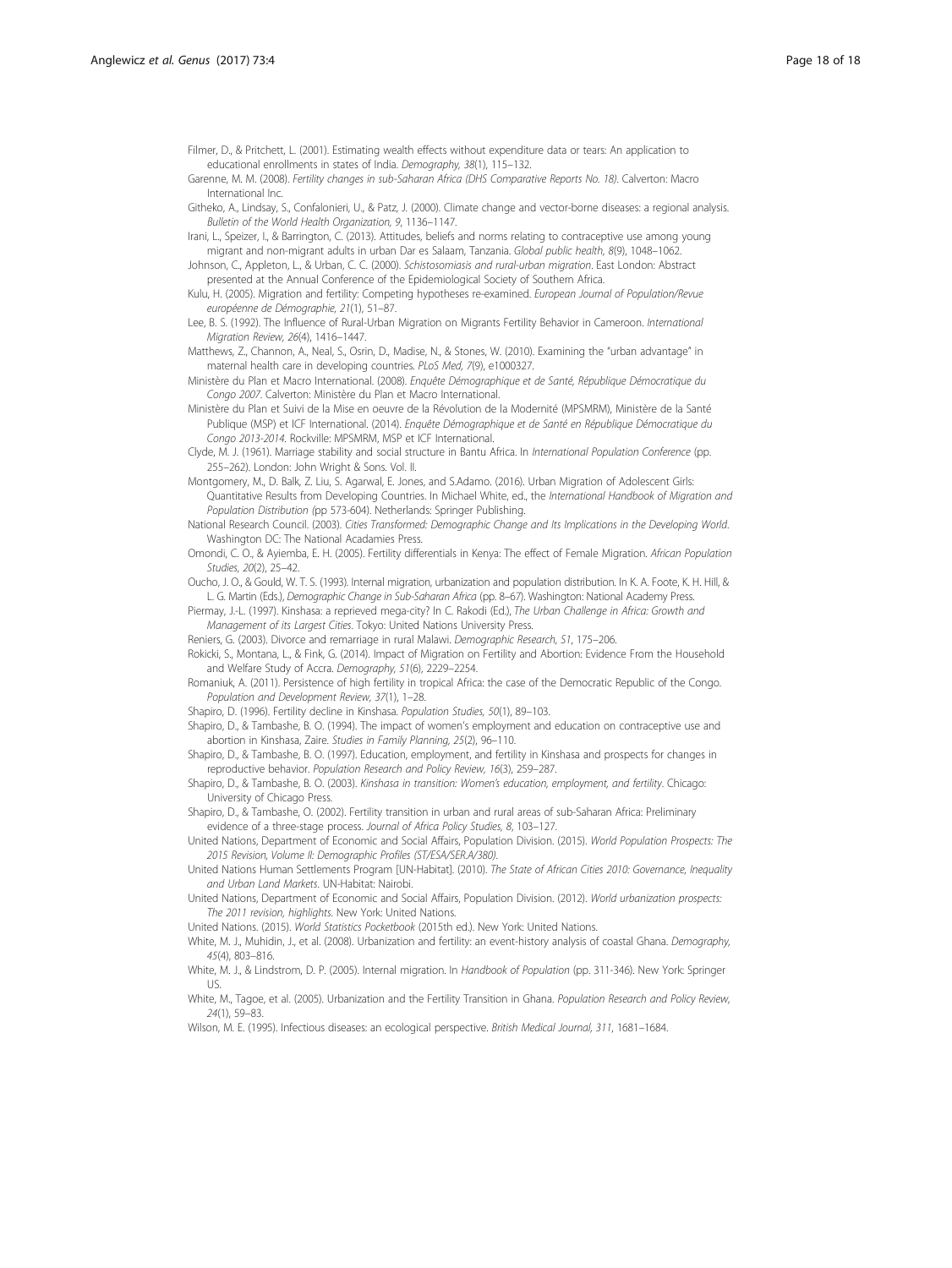Filmer, D., & Pritchett, L. (2001). Estimating wealth effects without expenditure data or tears: An application to educational enrollments in states of India. *Demography, 38*(1), 115–132.

Garenne, M. M. (2008). *Fertility changes in sub-Saharan Africa (DHS Comparative Reports No. 18)*. Calverton: Macro International Inc.

Githeko, A., Lindsay, S., Confalonieri, U., & Patz, J. (2000). Climate change and vector-borne diseases: a regional analysis. *Bulletin of the World Health Organization, 9*, 1136–1147.

Irani, L., Speizer, I., & Barrington, C. (2013). Attitudes, beliefs and norms relating to contraceptive use among young migrant and non-migrant adults in urban Dar es Salaam, Tanzania. *Global public health, 8*(9), 1048–1062.

Johnson, C., Appleton, L., & Urban, C. C. (2000). *Schistosomiasis and rural-urban migration*. East London: Abstract presented at the Annual Conference of the Epidemiological Society of Southern Africa.

Kulu, H. (2005). Migration and fertility: Competing hypotheses re-examined. *European Journal of Population/Revue européenne de Démographie, 21*(1), 51–87.

Lee, B. S. (1992). The Influence of Rural-Urban Migration on Migrants Fertility Behavior in Cameroon. *International Migration Review, 26*(4), 1416–1447.

Matthews, Z., Channon, A., Neal, S., Osrin, D., Madise, N., & Stones, W. (2010). Examining the "urban advantage" in maternal health care in developing countries. *PLoS Med, 7*(9), e1000327.

Ministère du Plan et Macro International. (2008). *Enquête Démographique et de Santé, République Démocratique du Congo 2007*. Calverton: Ministère du Plan et Macro International.

Ministère du Plan et Suivi de la Mise en oeuvre de la Révolution de la Modernité (MPSMRM), Ministère de la Santé Publique (MSP) et ICF International. (2014). *Enquête Démographique et de Santé en République Démocratique du Congo 2013-2014*. Rockville: MPSMRM, MSP et ICF International.

Clyde, M. J. (1961). Marriage stability and social structure in Bantu Africa. In *International Population Conference* (pp. 255–262). London: John Wright & Sons. Vol. II.

Montgomery, M., D. Balk, Z. Liu, S. Agarwal, E. Jones, and S.Adamo. (2016). Urban Migration of Adolescent Girls: Quantitative Results from Developing Countries. In Michael White, ed., the *International Handbook of Migration and Population Distribution (*pp 573-604). Netherlands: Springer Publishing.

National Research Council. (2003). *Cities Transformed: Demographic Change and Its Implications in the Developing World*. Washington DC: The National Acadamies Press.

Omondi, C. O., & Ayiemba, E. H. (2005). Fertility differentials in Kenya: The effect of Female Migration. *African Population Studies, 20*(2), 25–42.

Oucho, J. O., & Gould, W. T. S. (1993). Internal migration, urbanization and population distribution. In K. A. Foote, K. H. Hill, & L. G. Martin (Eds.), *Demographic Change in Sub-Saharan Africa* (pp. 8–67). Washington: National Academy Press.

Piermay, J.-L. (1997). Kinshasa: a reprieved mega-city? In C. Rakodi (Ed.), *The Urban Challenge in Africa: Growth and Management of its Largest Cities*. Tokyo: United Nations University Press.

Reniers, G. (2003). Divorce and remarriage in rural Malawi. *Demographic Research, S1*, 175–206.

Rokicki, S., Montana, L., & Fink, G. (2014). Impact of Migration on Fertility and Abortion: Evidence From the Household and Welfare Study of Accra. *Demography, 51*(6), 2229–2254.

Romaniuk, A. (2011). Persistence of high fertility in tropical Africa: the case of the Democratic Republic of the Congo. *Population and Development Review, 37*(1), 1–28.

Shapiro, D. (1996). Fertility decline in Kinshasa. *Population Studies, 50*(1), 89–103.

Shapiro, D., & Tambashe, B. O. (1994). The impact of women's employment and education on contraceptive use and abortion in Kinshasa, Zaire. *Studies in Family Planning, 25*(2), 96–110.

Shapiro, D., & Tambashe, B. O. (1997). Education, employment, and fertility in Kinshasa and prospects for changes in reproductive behavior. *Population Research and Policy Review, 16*(3), 259–287.

Shapiro, D., & Tambashe, B. O. (2003). *Kinshasa in transition: Women's education, employment, and fertility*. Chicago: University of Chicago Press.

Shapiro, D., & Tambashe, O. (2002). Fertility transition in urban and rural areas of sub-Saharan Africa: Preliminary evidence of a three-stage process. *Journal of Africa Policy Studies, 8*, 103–127.

United Nations, Department of Economic and Social Affairs, Population Division. (2015). *World Population Prospects: The 2015 Revision, Volume II: Demographic Profiles (ST/ESA/SER.A/380)*.

United Nations Human Settlements Program [UN-Habitat]. (2010). *The State of African Cities 2010: Governance, Inequality and Urban Land Markets*. UN-Habitat: Nairobi.

United Nations, Department of Economic and Social Affairs, Population Division. (2012). *World urbanization prospects: The 2011 revision, highlights*. New York: United Nations.

United Nations. (2015). *World Statistics Pocketbook* (2015th ed.). New York: United Nations.

White, M. J., Muhidin, J., et al. (2008). Urbanization and fertility: an event-history analysis of coastal Ghana. *Demography, 45*(4), 803–816.

White, M. J., & Lindstrom, D. P. (2005). Internal migration. In *Handbook of Population* (pp. 311-346). New York: Springer US.

White, M., Tagoe, et al. (2005). Urbanization and the Fertility Transition in Ghana. *Population Research and Policy Review, 24*(1), 59–83.

Wilson, M. E. (1995). Infectious diseases: an ecological perspective. *British Medical Journal, 311*, 1681–1684.